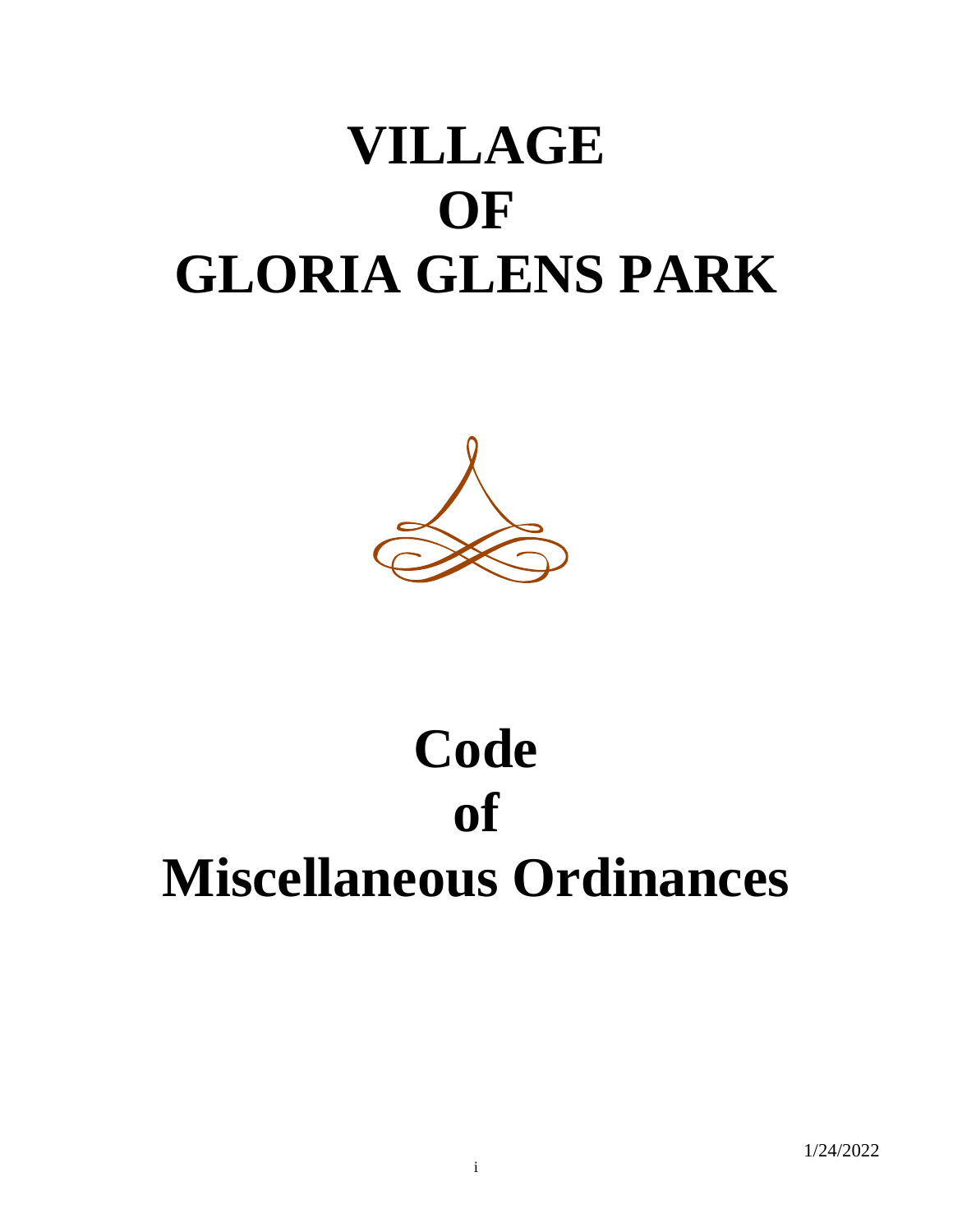# VILLAGE OF GLORIA GLENS PARK

# Code of Miscellaneous Ordinances

1/24/2022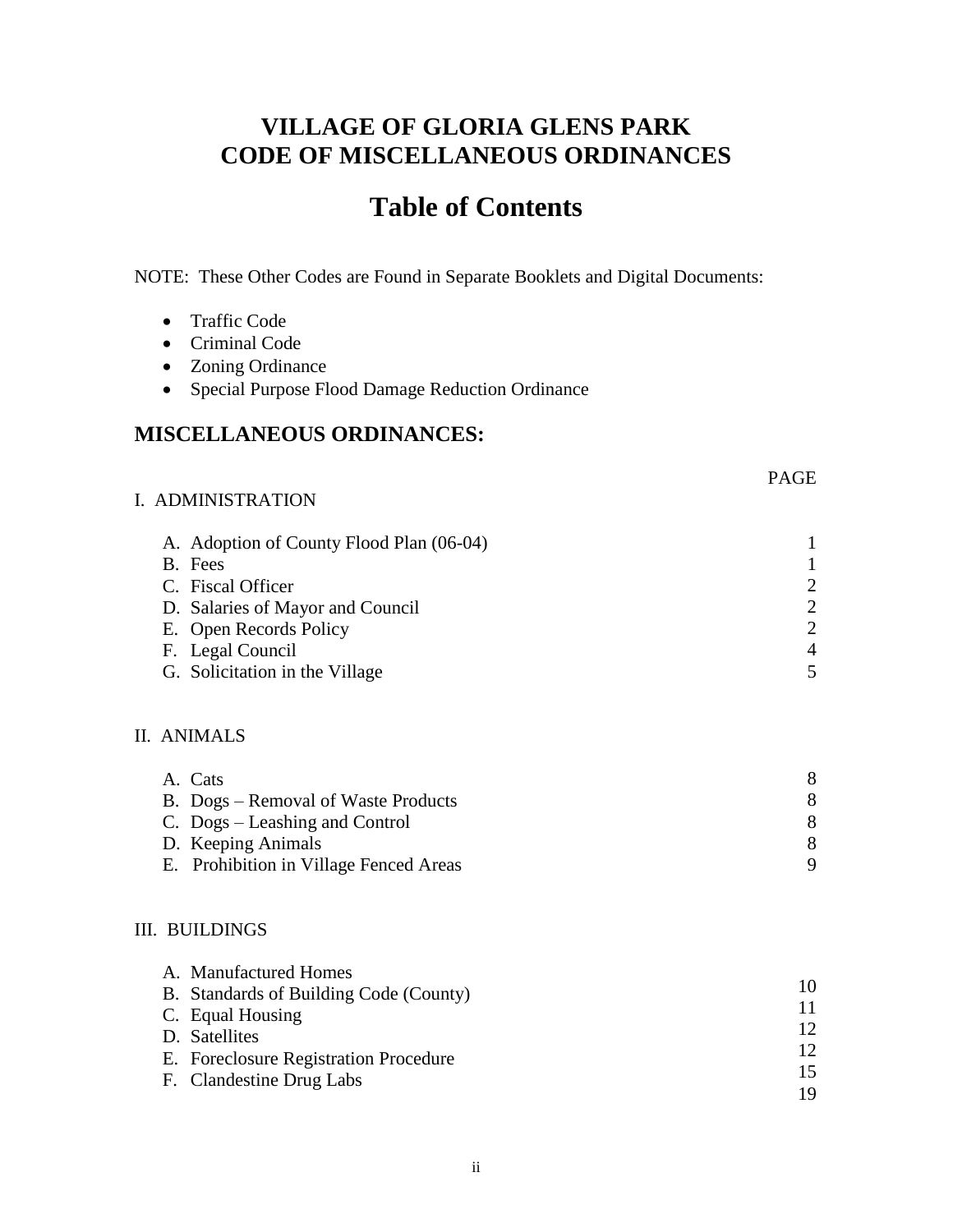# VILLAGE OF GLORIA GLENS PARK
# CODE OF MISCELLANEOUS ORDINANCES

## Table of Contents

NOTE: These Other Codes are Found in Separate Booklets and Digital Documents:

- Traffic Code
- Criminal Code
- Zoning Ordinance
- Special Purpose Flood Damage Reduction Ordinance

## MISCELLANEOUS ORDINANCES:

| | PAGE |
|---|---|
| **I. ADMINISTRATION** | |
| A. Adoption of County Flood Plan (06-04) | 1 |
| B. Fees | 1 |
| C. Fiscal Officer | 2 |
| D. Salaries of Mayor and Council | 2 |
| E. Open Records Policy | 2 |
| F. Legal Council | 4 |
| G. Solicitation in the Village | 5 |
| **II. ANIMALS** | |
| A. Cats | 8 |
| B. Dogs – Removal of Waste Products | 8 |
| C. Dogs – Leashing and Control | 8 |
| D. Keeping Animals | 8 |
| E. Prohibition in Village Fenced Areas | 9 |
| **III. BUILDINGS** | |
| A. Manufactured Homes | 10 |
| B. Standards of Building Code (County) | 11 |
| C. Equal Housing | 12 |
| D. Satellites | 12 |
| E. Foreclosure Registration Procedure | 15 |
| F. Clandestine Drug Labs | 19 |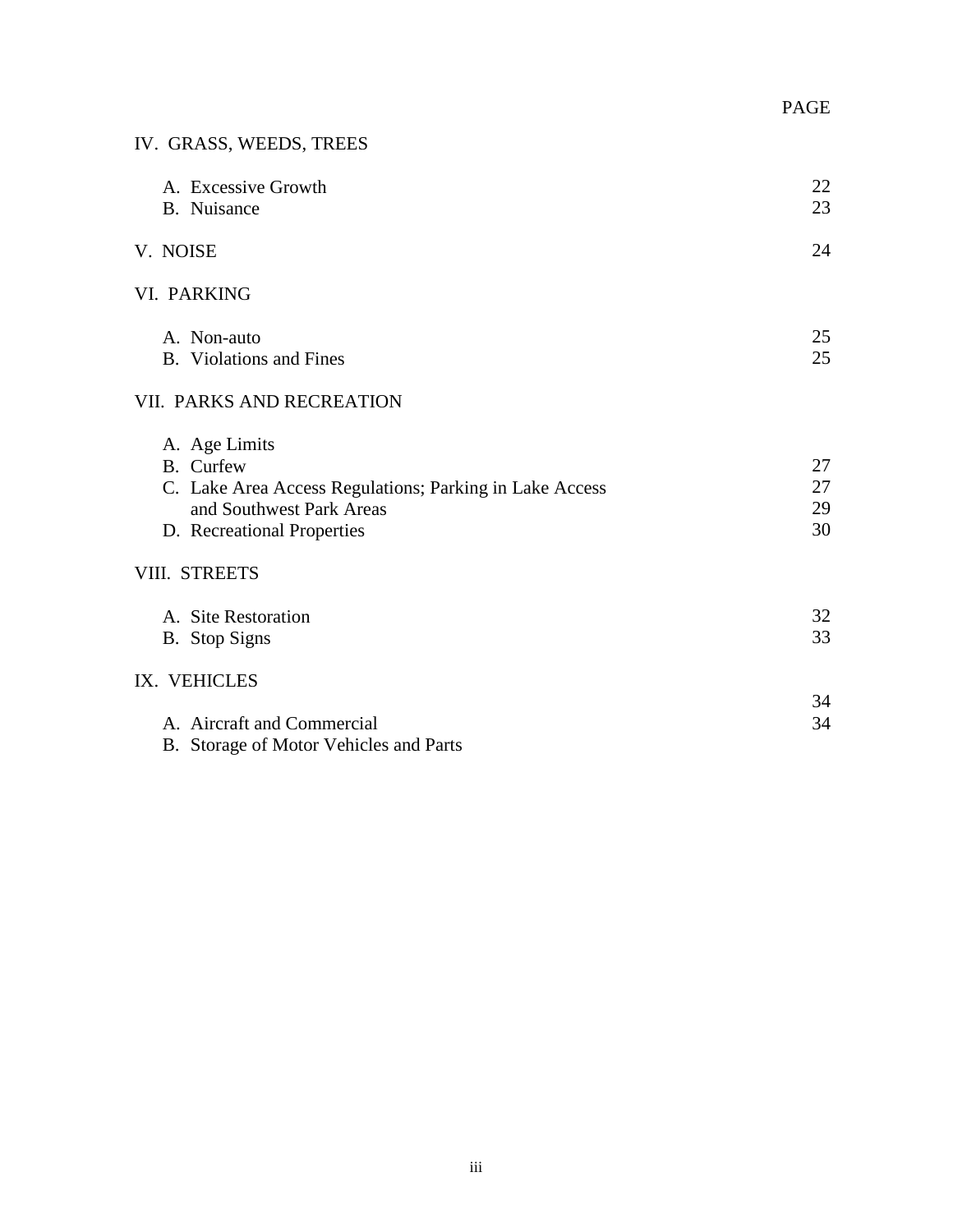| | PAGE |
|---|---|
| IV. GRASS, WEEDS, TREES | |
| A. Excessive Growth | 22 |
| B. Nuisance | 23 |
| V. NOISE | 24 |
| VI. PARKING | |
| A. Non-auto | 25 |
| B. Violations and Fines | 25 |
| VII. PARKS AND RECREATION | |
| A. Age Limits | 27 |
| B. Curfew | 27 |
| C. Lake Area Access Regulations; Parking in Lake Access and Southwest Park Areas | 29 |
| D. Recreational Properties | 30 |
| VIII. STREETS | |
| A. Site Restoration | 32 |
| B. Stop Signs | 33 |
| IX. VEHICLES | |
| A. Aircraft and Commercial | 34 |
| B. Storage of Motor Vehicles and Parts | 34 |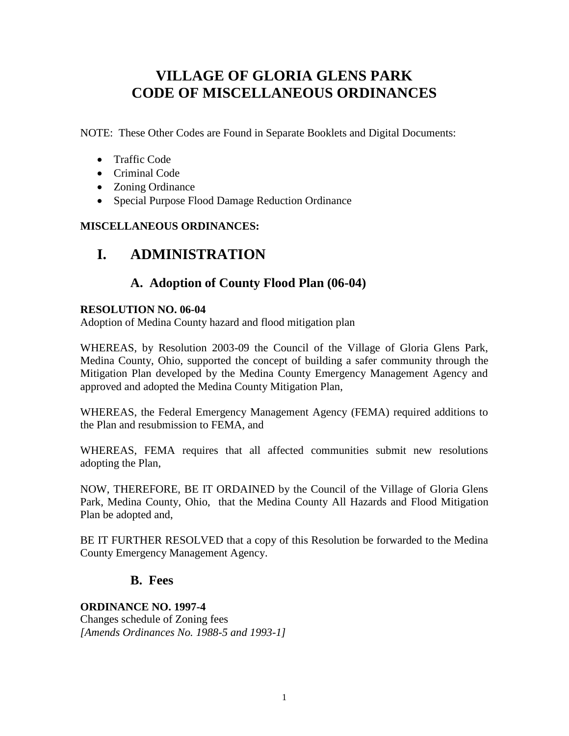# VILLAGE OF GLORIA GLENS PARK
# CODE OF MISCELLANEOUS ORDINANCES

NOTE: These Other Codes are Found in Separate Booklets and Digital Documents:

- Traffic Code
- Criminal Code
- Zoning Ordinance
- Special Purpose Flood Damage Reduction Ordinance

**MISCELLANEOUS ORDINANCES:**

# I. ADMINISTRATION

## A. Adoption of County Flood Plan (06-04)

**RESOLUTION NO. 06-04**
Adoption of Medina County hazard and flood mitigation plan

WHEREAS, by Resolution 2003-09 the Council of the Village of Gloria Glens Park, Medina County, Ohio, supported the concept of building a safer community through the Mitigation Plan developed by the Medina County Emergency Management Agency and approved and adopted the Medina County Mitigation Plan,

WHEREAS, the Federal Emergency Management Agency (FEMA) required additions to the Plan and resubmission to FEMA, and

WHEREAS, FEMA requires that all affected communities submit new resolutions adopting the Plan,

NOW, THEREFORE, BE IT ORDAINED by the Council of the Village of Gloria Glens Park, Medina County, Ohio, that the Medina County All Hazards and Flood Mitigation Plan be adopted and,

BE IT FURTHER RESOLVED that a copy of this Resolution be forwarded to the Medina County Emergency Management Agency.

## B. Fees

**ORDINANCE NO. 1997-4**
Changes schedule of Zoning fees
*[Amends Ordinances No. 1988-5 and 1993-1]*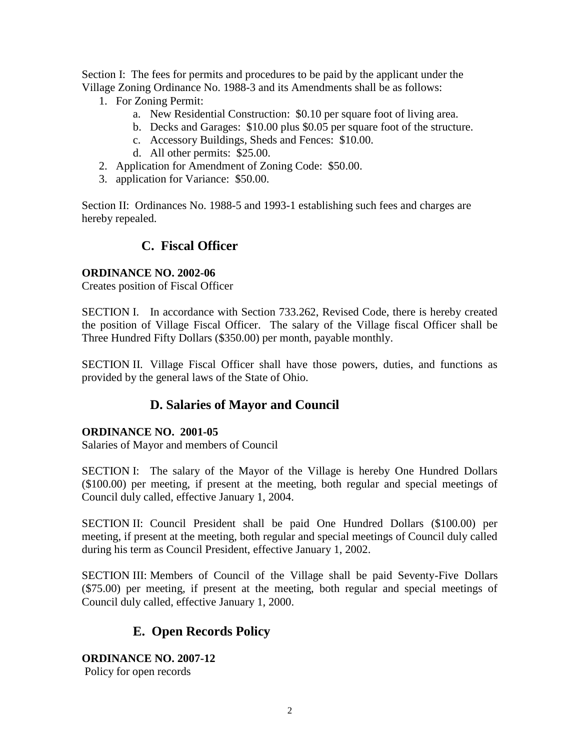Section I: The fees for permits and procedures to be paid by the applicant under the Village Zoning Ordinance No. 1988-3 and its Amendments shall be as follows:

1. For Zoning Permit:
   a. New Residential Construction: $0.10 per square foot of living area.
   b. Decks and Garages: $10.00 plus $0.05 per square foot of the structure.
   c. Accessory Buildings, Sheds and Fences: $10.00.
   d. All other permits: $25.00.
2. Application for Amendment of Zoning Code: $50.00.
3. application for Variance: $50.00.

Section II: Ordinances No. 1988-5 and 1993-1 establishing such fees and charges are hereby repealed.

## C. Fiscal Officer

**ORDINANCE NO. 2002-06**

Creates position of Fiscal Officer

SECTION I. In accordance with Section 733.262, Revised Code, there is hereby created the position of Village Fiscal Officer. The salary of the Village fiscal Officer shall be Three Hundred Fifty Dollars ($350.00) per month, payable monthly.

SECTION II. Village Fiscal Officer shall have those powers, duties, and functions as provided by the general laws of the State of Ohio.

## D. Salaries of Mayor and Council

**ORDINANCE NO. 2001-05**

Salaries of Mayor and members of Council

SECTION I: The salary of the Mayor of the Village is hereby One Hundred Dollars ($100.00) per meeting, if present at the meeting, both regular and special meetings of Council duly called, effective January 1, 2004.

SECTION II: Council President shall be paid One Hundred Dollars ($100.00) per meeting, if present at the meeting, both regular and special meetings of Council duly called during his term as Council President, effective January 1, 2002.

SECTION III: Members of Council of the Village shall be paid Seventy-Five Dollars ($75.00) per meeting, if present at the meeting, both regular and special meetings of Council duly called, effective January 1, 2000.

## E. Open Records Policy

**ORDINANCE NO. 2007-12**

Policy for open records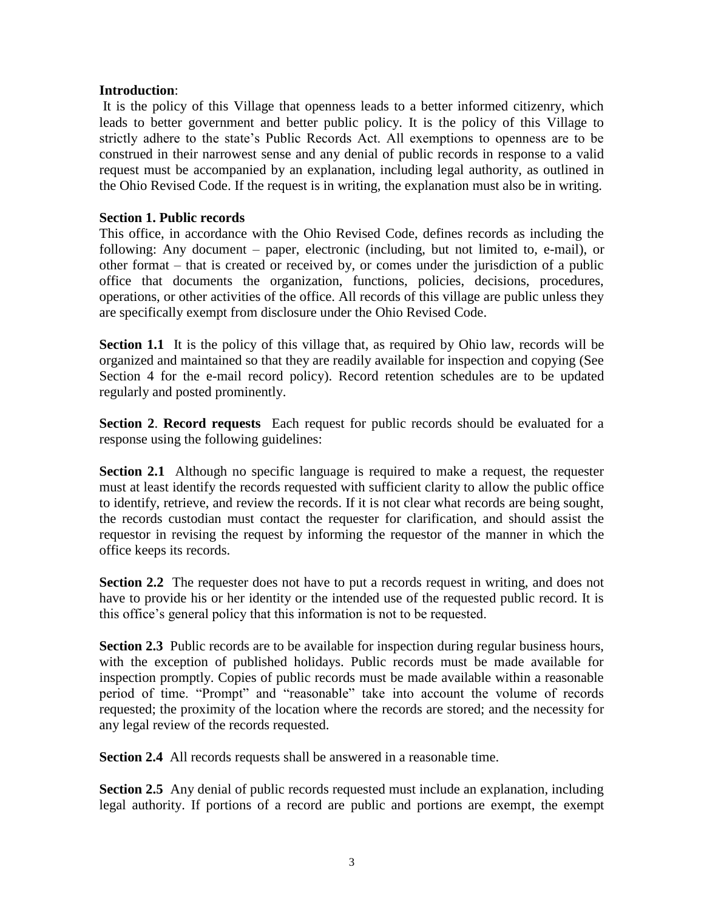**Introduction**:

It is the policy of this Village that openness leads to a better informed citizenry, which leads to better government and better public policy. It is the policy of this Village to strictly adhere to the state's Public Records Act. All exemptions to openness are to be construed in their narrowest sense and any denial of public records in response to a valid request must be accompanied by an explanation, including legal authority, as outlined in the Ohio Revised Code. If the request is in writing, the explanation must also be in writing.

**Section 1. Public records**

This office, in accordance with the Ohio Revised Code, defines records as including the following: Any document – paper, electronic (including, but not limited to, e-mail), or other format – that is created or received by, or comes under the jurisdiction of a public office that documents the organization, functions, policies, decisions, procedures, operations, or other activities of the office. All records of this village are public unless they are specifically exempt from disclosure under the Ohio Revised Code.

**Section 1.1** It is the policy of this village that, as required by Ohio law, records will be organized and maintained so that they are readily available for inspection and copying (See Section 4 for the e-mail record policy). Record retention schedules are to be updated regularly and posted prominently.

**Section 2**. **Record requests** Each request for public records should be evaluated for a response using the following guidelines:

**Section 2.1** Although no specific language is required to make a request, the requester must at least identify the records requested with sufficient clarity to allow the public office to identify, retrieve, and review the records. If it is not clear what records are being sought, the records custodian must contact the requester for clarification, and should assist the requestor in revising the request by informing the requestor of the manner in which the office keeps its records.

**Section 2.2** The requester does not have to put a records request in writing, and does not have to provide his or her identity or the intended use of the requested public record. It is this office's general policy that this information is not to be requested.

**Section 2.3** Public records are to be available for inspection during regular business hours, with the exception of published holidays. Public records must be made available for inspection promptly. Copies of public records must be made available within a reasonable period of time. "Prompt" and "reasonable" take into account the volume of records requested; the proximity of the location where the records are stored; and the necessity for any legal review of the records requested.

**Section 2.4** All records requests shall be answered in a reasonable time.

**Section 2.5** Any denial of public records requested must include an explanation, including legal authority. If portions of a record are public and portions are exempt, the exempt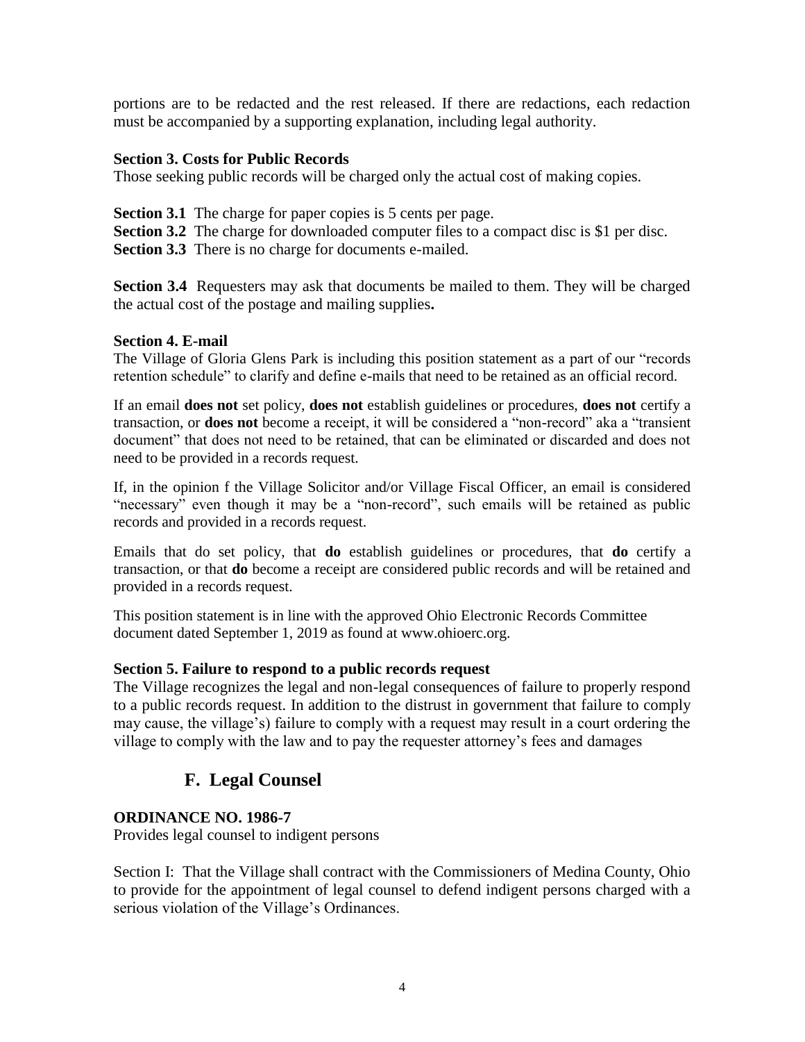portions are to be redacted and the rest released. If there are redactions, each redaction must be accompanied by a supporting explanation, including legal authority.

**Section 3. Costs for Public Records**

Those seeking public records will be charged only the actual cost of making copies.

**Section 3.1** The charge for paper copies is 5 cents per page.
**Section 3.2** The charge for downloaded computer files to a compact disc is $1 per disc.
**Section 3.3** There is no charge for documents e-mailed.

**Section 3.4** Requesters may ask that documents be mailed to them. They will be charged the actual cost of the postage and mailing supplies**.**

**Section 4. E-mail**

The Village of Gloria Glens Park is including this position statement as a part of our "records retention schedule" to clarify and define e-mails that need to be retained as an official record.

If an email **does not** set policy, **does not** establish guidelines or procedures, **does not** certify a transaction, or **does not** become a receipt, it will be considered a "non-record" aka a "transient document" that does not need to be retained, that can be eliminated or discarded and does not need to be provided in a records request.

If, in the opinion f the Village Solicitor and/or Village Fiscal Officer, an email is considered "necessary" even though it may be a "non-record", such emails will be retained as public records and provided in a records request.

Emails that do set policy, that **do** establish guidelines or procedures, that **do** certify a transaction, or that **do** become a receipt are considered public records and will be retained and provided in a records request.

This position statement is in line with the approved Ohio Electronic Records Committee document dated September 1, 2019 as found at www.ohioerc.org.

**Section 5. Failure to respond to a public records request**

The Village recognizes the legal and non-legal consequences of failure to properly respond to a public records request. In addition to the distrust in government that failure to comply may cause, the village's) failure to comply with a request may result in a court ordering the village to comply with the law and to pay the requester attorney's fees and damages

## F. Legal Counsel

**ORDINANCE NO. 1986-7**

Provides legal counsel to indigent persons

Section I: That the Village shall contract with the Commissioners of Medina County, Ohio to provide for the appointment of legal counsel to defend indigent persons charged with a serious violation of the Village's Ordinances.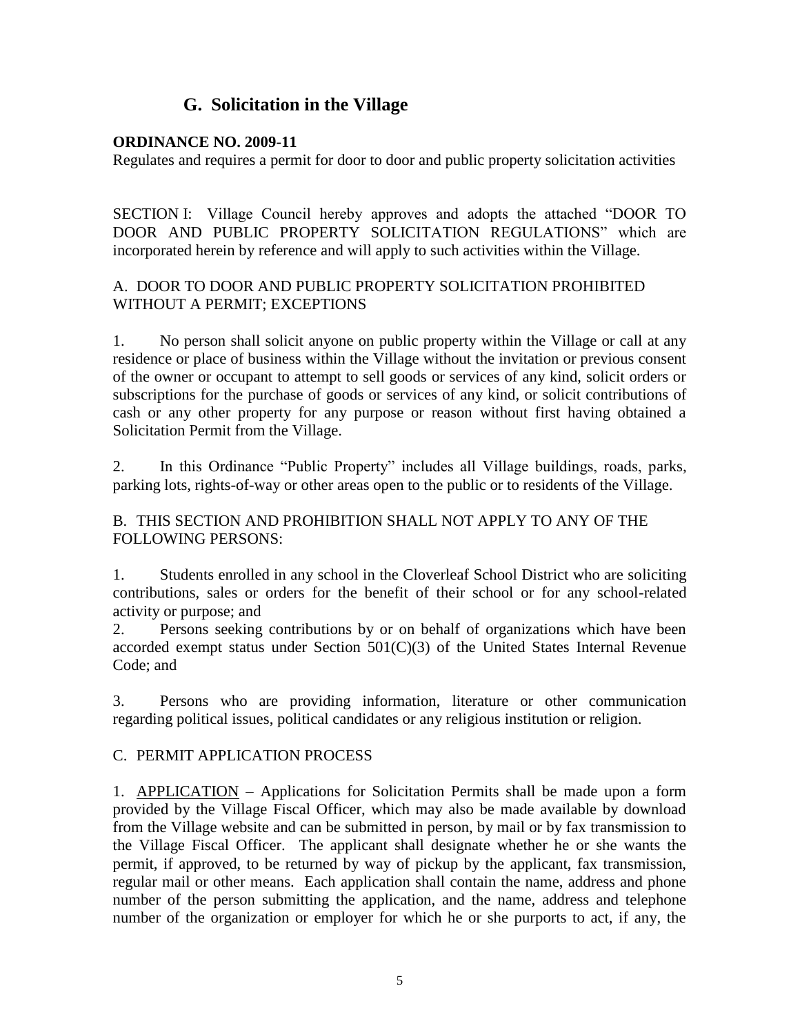## G. Solicitation in the Village

**ORDINANCE NO. 2009-11**

Regulates and requires a permit for door to door and public property solicitation activities

SECTION I: Village Council hereby approves and adopts the attached "DOOR TO DOOR AND PUBLIC PROPERTY SOLICITATION REGULATIONS" which are incorporated herein by reference and will apply to such activities within the Village.

A. DOOR TO DOOR AND PUBLIC PROPERTY SOLICITATION PROHIBITED WITHOUT A PERMIT; EXCEPTIONS

1. No person shall solicit anyone on public property within the Village or call at any residence or place of business within the Village without the invitation or previous consent of the owner or occupant to attempt to sell goods or services of any kind, solicit orders or subscriptions for the purchase of goods or services of any kind, or solicit contributions of cash or any other property for any purpose or reason without first having obtained a Solicitation Permit from the Village.

2. In this Ordinance "Public Property" includes all Village buildings, roads, parks, parking lots, rights-of-way or other areas open to the public or to residents of the Village.

B. THIS SECTION AND PROHIBITION SHALL NOT APPLY TO ANY OF THE FOLLOWING PERSONS:

1. Students enrolled in any school in the Cloverleaf School District who are soliciting contributions, sales or orders for the benefit of their school or for any school-related activity or purpose; and

2. Persons seeking contributions by or on behalf of organizations which have been accorded exempt status under Section 501(C)(3) of the United States Internal Revenue Code; and

3. Persons who are providing information, literature or other communication regarding political issues, political candidates or any religious institution or religion.

C. PERMIT APPLICATION PROCESS

1. <u>APPLICATION</u> – Applications for Solicitation Permits shall be made upon a form provided by the Village Fiscal Officer, which may also be made available by download from the Village website and can be submitted in person, by mail or by fax transmission to the Village Fiscal Officer. The applicant shall designate whether he or she wants the permit, if approved, to be returned by way of pickup by the applicant, fax transmission, regular mail or other means. Each application shall contain the name, address and phone number of the person submitting the application, and the name, address and telephone number of the organization or employer for which he or she purports to act, if any, the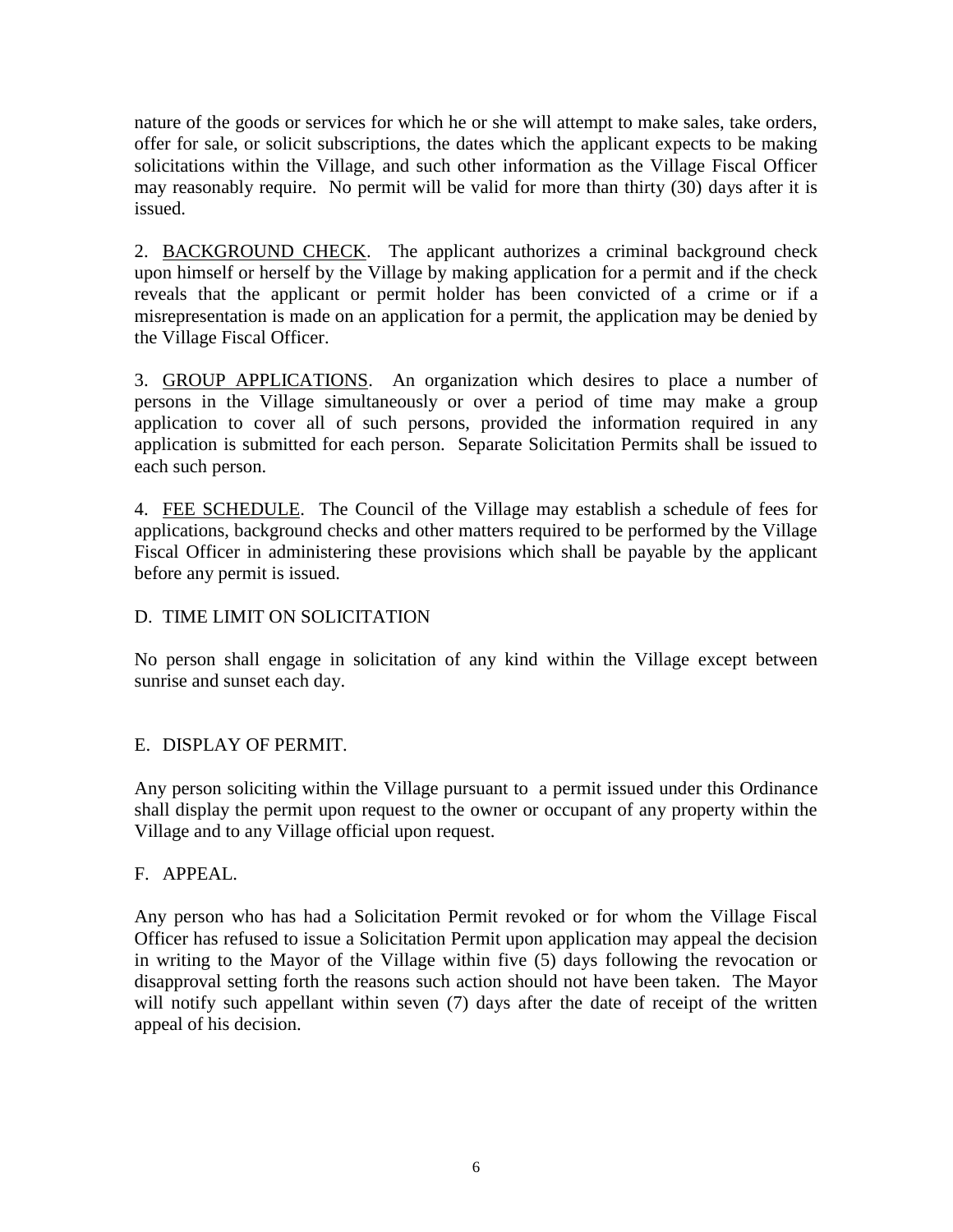nature of the goods or services for which he or she will attempt to make sales, take orders, offer for sale, or solicit subscriptions, the dates which the applicant expects to be making solicitations within the Village, and such other information as the Village Fiscal Officer may reasonably require. No permit will be valid for more than thirty (30) days after it is issued.

2. <u>BACKGROUND CHECK</u>. The applicant authorizes a criminal background check upon himself or herself by the Village by making application for a permit and if the check reveals that the applicant or permit holder has been convicted of a crime or if a misrepresentation is made on an application for a permit, the application may be denied by the Village Fiscal Officer.

3. <u>GROUP APPLICATIONS</u>. An organization which desires to place a number of persons in the Village simultaneously or over a period of time may make a group application to cover all of such persons, provided the information required in any application is submitted for each person. Separate Solicitation Permits shall be issued to each such person.

4. <u>FEE SCHEDULE</u>. The Council of the Village may establish a schedule of fees for applications, background checks and other matters required to be performed by the Village Fiscal Officer in administering these provisions which shall be payable by the applicant before any permit is issued.

D. TIME LIMIT ON SOLICITATION

No person shall engage in solicitation of any kind within the Village except between sunrise and sunset each day.

E. DISPLAY OF PERMIT.

Any person soliciting within the Village pursuant to a permit issued under this Ordinance shall display the permit upon request to the owner or occupant of any property within the Village and to any Village official upon request.

F. APPEAL.

Any person who has had a Solicitation Permit revoked or for whom the Village Fiscal Officer has refused to issue a Solicitation Permit upon application may appeal the decision in writing to the Mayor of the Village within five (5) days following the revocation or disapproval setting forth the reasons such action should not have been taken. The Mayor will notify such appellant within seven (7) days after the date of receipt of the written appeal of his decision.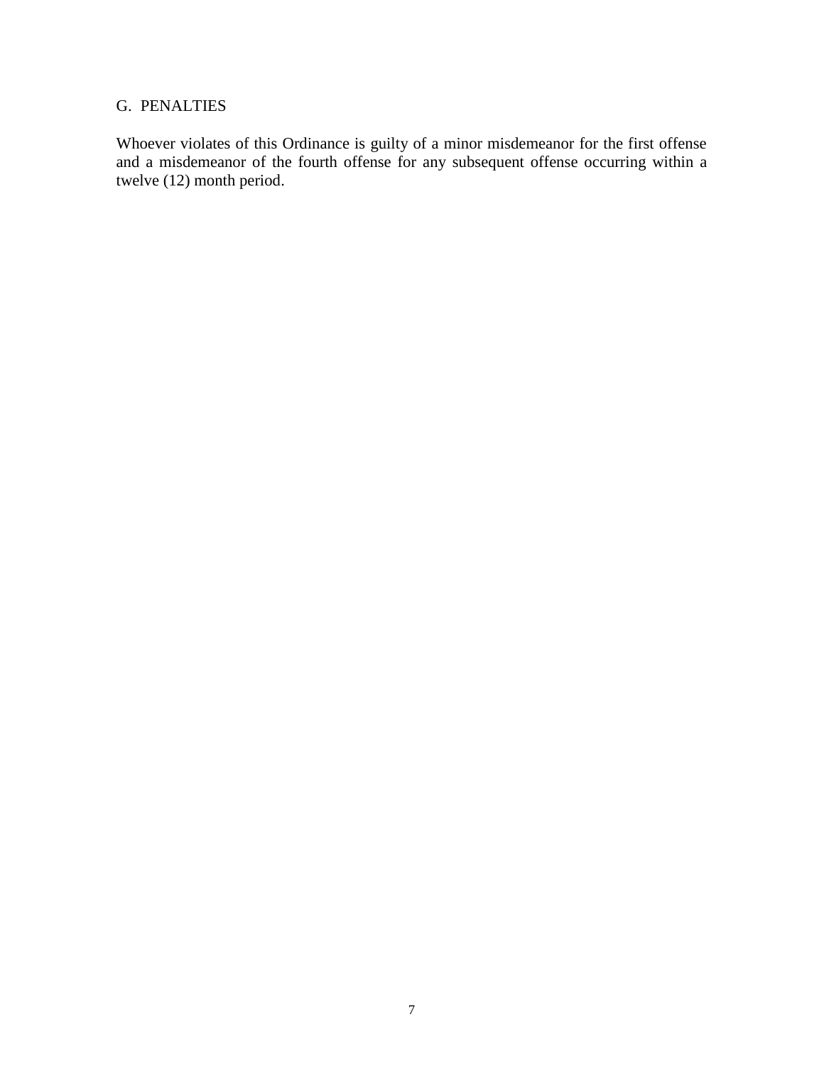## G. PENALTIES

Whoever violates of this Ordinance is guilty of a minor misdemeanor for the first offense and a misdemeanor of the fourth offense for any subsequent offense occurring within a twelve (12) month period.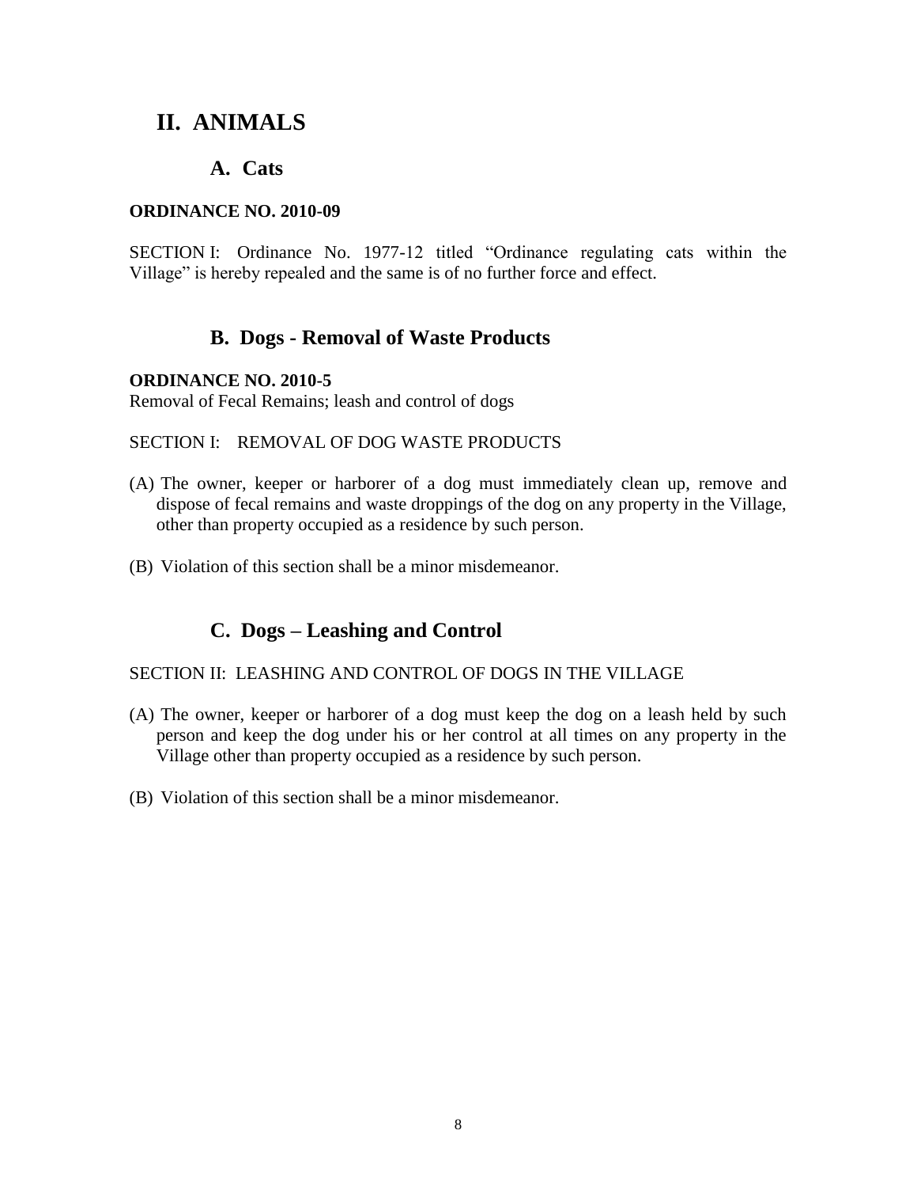# II. ANIMALS

## A. Cats

**ORDINANCE NO. 2010-09**

SECTION I: Ordinance No. 1977-12 titled "Ordinance regulating cats within the Village" is hereby repealed and the same is of no further force and effect.

## B. Dogs - Removal of Waste Products

**ORDINANCE NO. 2010-5**
Removal of Fecal Remains; leash and control of dogs

SECTION I: REMOVAL OF DOG WASTE PRODUCTS

(A) The owner, keeper or harborer of a dog must immediately clean up, remove and dispose of fecal remains and waste droppings of the dog on any property in the Village, other than property occupied as a residence by such person.

(B) Violation of this section shall be a minor misdemeanor.

## C. Dogs – Leashing and Control

SECTION II: LEASHING AND CONTROL OF DOGS IN THE VILLAGE

(A) The owner, keeper or harborer of a dog must keep the dog on a leash held by such person and keep the dog under his or her control at all times on any property in the Village other than property occupied as a residence by such person.

(B) Violation of this section shall be a minor misdemeanor.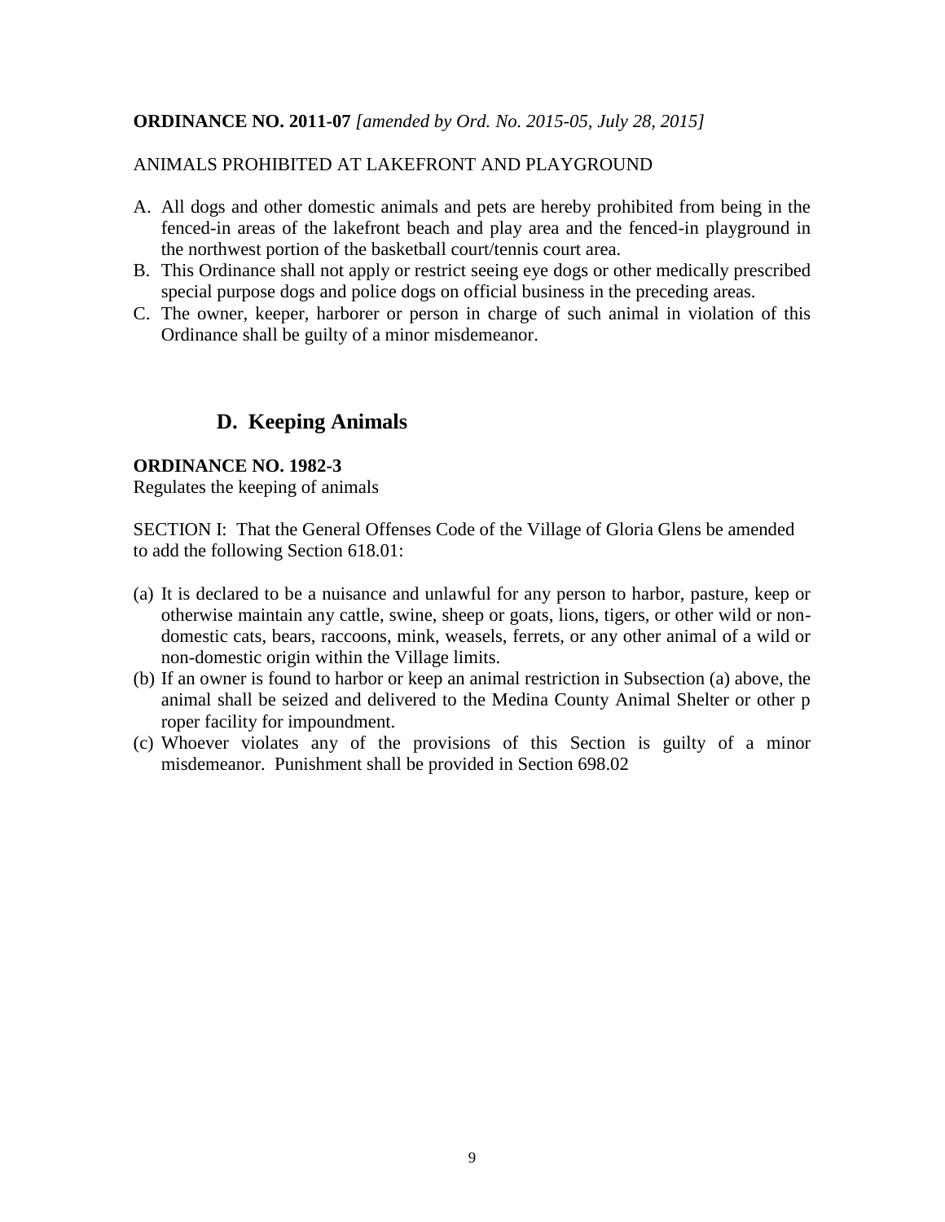**ORDINANCE NO. 2011-07** *[amended by Ord. No. 2015-05, July 28, 2015]*

ANIMALS PROHIBITED AT LAKEFRONT AND PLAYGROUND

A. All dogs and other domestic animals and pets are hereby prohibited from being in the fenced-in areas of the lakefront beach and play area and the fenced-in playground in the northwest portion of the basketball court/tennis court area.
B. This Ordinance shall not apply or restrict seeing eye dogs or other medically prescribed special purpose dogs and police dogs on official business in the preceding areas.
C. The owner, keeper, harborer or person in charge of such animal in violation of this Ordinance shall be guilty of a minor misdemeanor.

## D. Keeping Animals

**ORDINANCE NO. 1982-3**
Regulates the keeping of animals

SECTION I: That the General Offenses Code of the Village of Gloria Glens be amended to add the following Section 618.01:

(a) It is declared to be a nuisance and unlawful for any person to harbor, pasture, keep or otherwise maintain any cattle, swine, sheep or goats, lions, tigers, or other wild or non-domestic cats, bears, raccoons, mink, weasels, ferrets, or any other animal of a wild or non-domestic origin within the Village limits.
(b) If an owner is found to harbor or keep an animal restriction in Subsection (a) above, the animal shall be seized and delivered to the Medina County Animal Shelter or other p roper facility for impoundment.
(c) Whoever violates any of the provisions of this Section is guilty of a minor misdemeanor. Punishment shall be provided in Section 698.02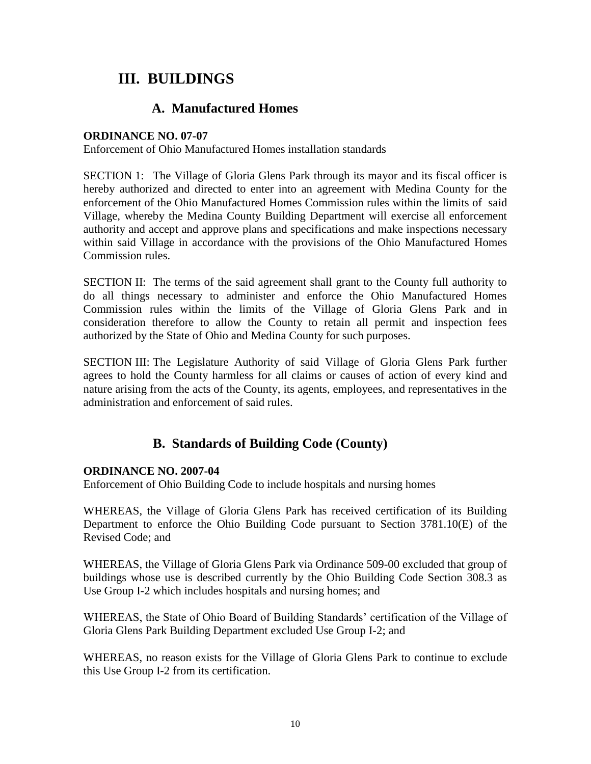# III. BUILDINGS

## A. Manufactured Homes

**ORDINANCE NO. 07-07**

Enforcement of Ohio Manufactured Homes installation standards

SECTION 1: The Village of Gloria Glens Park through its mayor and its fiscal officer is hereby authorized and directed to enter into an agreement with Medina County for the enforcement of the Ohio Manufactured Homes Commission rules within the limits of said Village, whereby the Medina County Building Department will exercise all enforcement authority and accept and approve plans and specifications and make inspections necessary within said Village in accordance with the provisions of the Ohio Manufactured Homes Commission rules.

SECTION II: The terms of the said agreement shall grant to the County full authority to do all things necessary to administer and enforce the Ohio Manufactured Homes Commission rules within the limits of the Village of Gloria Glens Park and in consideration therefore to allow the County to retain all permit and inspection fees authorized by the State of Ohio and Medina County for such purposes.

SECTION III: The Legislature Authority of said Village of Gloria Glens Park further agrees to hold the County harmless for all claims or causes of action of every kind and nature arising from the acts of the County, its agents, employees, and representatives in the administration and enforcement of said rules.

## B. Standards of Building Code (County)

**ORDINANCE NO. 2007-04**

Enforcement of Ohio Building Code to include hospitals and nursing homes

WHEREAS, the Village of Gloria Glens Park has received certification of its Building Department to enforce the Ohio Building Code pursuant to Section 3781.10(E) of the Revised Code; and

WHEREAS, the Village of Gloria Glens Park via Ordinance 509-00 excluded that group of buildings whose use is described currently by the Ohio Building Code Section 308.3 as Use Group I-2 which includes hospitals and nursing homes; and

WHEREAS, the State of Ohio Board of Building Standards' certification of the Village of Gloria Glens Park Building Department excluded Use Group I-2; and

WHEREAS, no reason exists for the Village of Gloria Glens Park to continue to exclude this Use Group I-2 from its certification.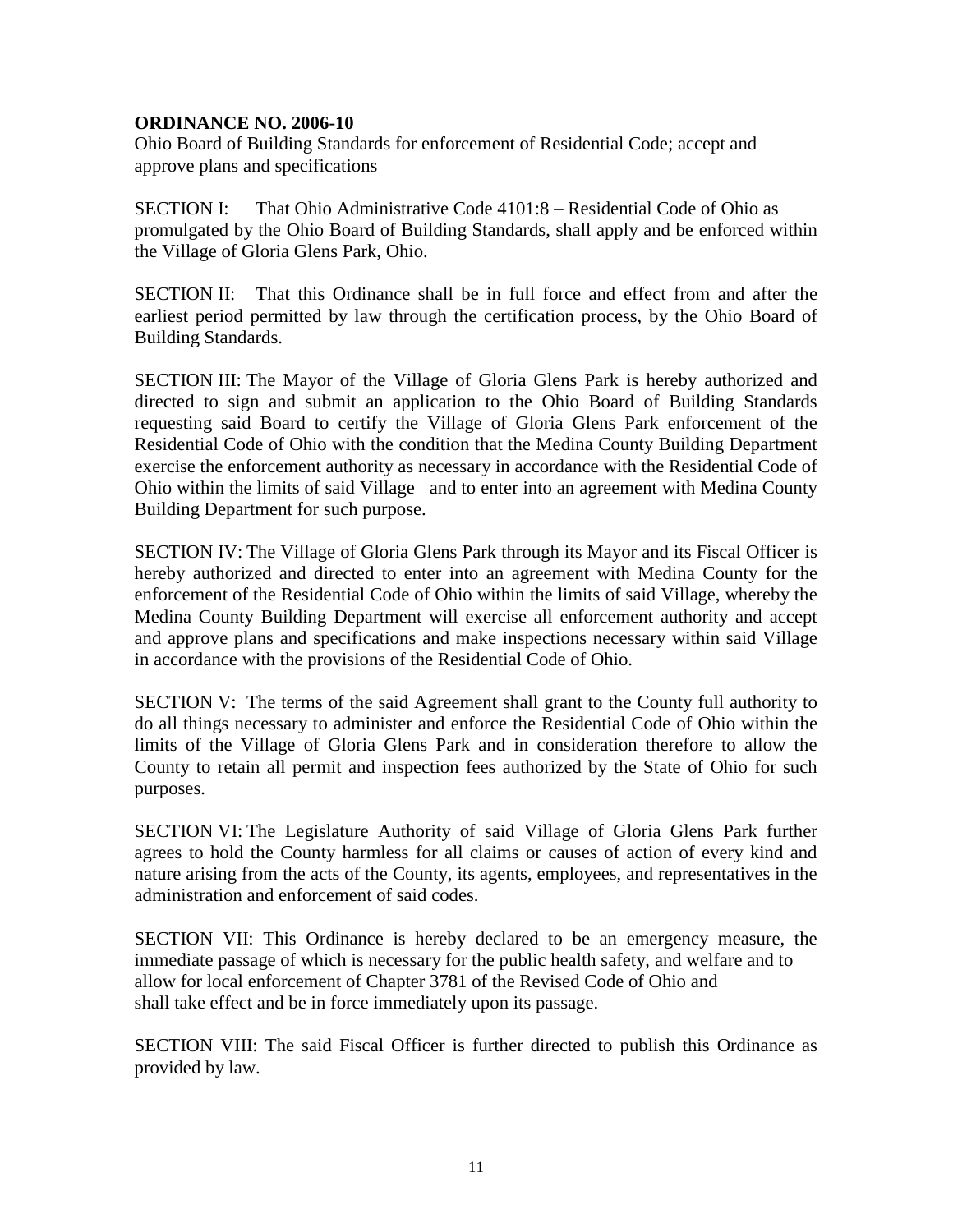**ORDINANCE NO. 2006-10**

Ohio Board of Building Standards for enforcement of Residential Code; accept and approve plans and specifications

SECTION I: That Ohio Administrative Code 4101:8 – Residential Code of Ohio as promulgated by the Ohio Board of Building Standards, shall apply and be enforced within the Village of Gloria Glens Park, Ohio.

SECTION II: That this Ordinance shall be in full force and effect from and after the earliest period permitted by law through the certification process, by the Ohio Board of Building Standards.

SECTION III: The Mayor of the Village of Gloria Glens Park is hereby authorized and directed to sign and submit an application to the Ohio Board of Building Standards requesting said Board to certify the Village of Gloria Glens Park enforcement of the Residential Code of Ohio with the condition that the Medina County Building Department exercise the enforcement authority as necessary in accordance with the Residential Code of Ohio within the limits of said Village and to enter into an agreement with Medina County Building Department for such purpose.

SECTION IV: The Village of Gloria Glens Park through its Mayor and its Fiscal Officer is hereby authorized and directed to enter into an agreement with Medina County for the enforcement of the Residential Code of Ohio within the limits of said Village, whereby the Medina County Building Department will exercise all enforcement authority and accept and approve plans and specifications and make inspections necessary within said Village in accordance with the provisions of the Residential Code of Ohio.

SECTION V: The terms of the said Agreement shall grant to the County full authority to do all things necessary to administer and enforce the Residential Code of Ohio within the limits of the Village of Gloria Glens Park and in consideration therefore to allow the County to retain all permit and inspection fees authorized by the State of Ohio for such purposes.

SECTION VI: The Legislature Authority of said Village of Gloria Glens Park further agrees to hold the County harmless for all claims or causes of action of every kind and nature arising from the acts of the County, its agents, employees, and representatives in the administration and enforcement of said codes.

SECTION VII: This Ordinance is hereby declared to be an emergency measure, the immediate passage of which is necessary for the public health safety, and welfare and to allow for local enforcement of Chapter 3781 of the Revised Code of Ohio and shall take effect and be in force immediately upon its passage.

SECTION VIII: The said Fiscal Officer is further directed to publish this Ordinance as provided by law.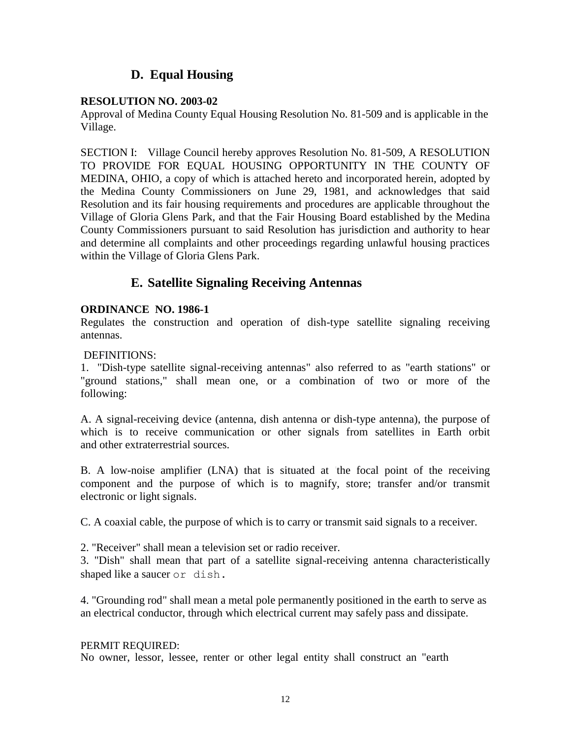## D. Equal Housing

**RESOLUTION NO. 2003-02**

Approval of Medina County Equal Housing Resolution No. 81-509 and is applicable in the Village.

SECTION I: Village Council hereby approves Resolution No. 81-509, A RESOLUTION TO PROVIDE FOR EQUAL HOUSING OPPORTUNITY IN THE COUNTY OF MEDINA, OHIO, a copy of which is attached hereto and incorporated herein, adopted by the Medina County Commissioners on June 29, 1981, and acknowledges that said Resolution and its fair housing requirements and procedures are applicable throughout the Village of Gloria Glens Park, and that the Fair Housing Board established by the Medina County Commissioners pursuant to said Resolution has jurisdiction and authority to hear and determine all complaints and other proceedings regarding unlawful housing practices within the Village of Gloria Glens Park.

## E. Satellite Signaling Receiving Antennas

**ORDINANCE NO. 1986-1**

Regulates the construction and operation of dish-type satellite signaling receiving antennas.

DEFINITIONS:

1. "Dish-type satellite signal-receiving antennas" also referred to as "earth stations" or "ground stations," shall mean one, or a combination of two or more of the following:

A. A signal-receiving device (antenna, dish antenna or dish-type antenna), the purpose of which is to receive communication or other signals from satellites in Earth orbit and other extraterrestrial sources.

B. A low-noise amplifier (LNA) that is situated at the focal point of the receiving component and the purpose of which is to magnify, store; transfer and/or transmit electronic or light signals.

C. A coaxial cable, the purpose of which is to carry or transmit said signals to a receiver.

2. "Receiver" shall mean a television set or radio receiver.

3. "Dish" shall mean that part of a satellite signal-receiving antenna characteristically shaped like a saucer or dish.

4. "Grounding rod" shall mean a metal pole permanently positioned in the earth to serve as an electrical conductor, through which electrical current may safely pass and dissipate.

PERMIT REQUIRED:

No owner, lessor, lessee, renter or other legal entity shall construct an "earth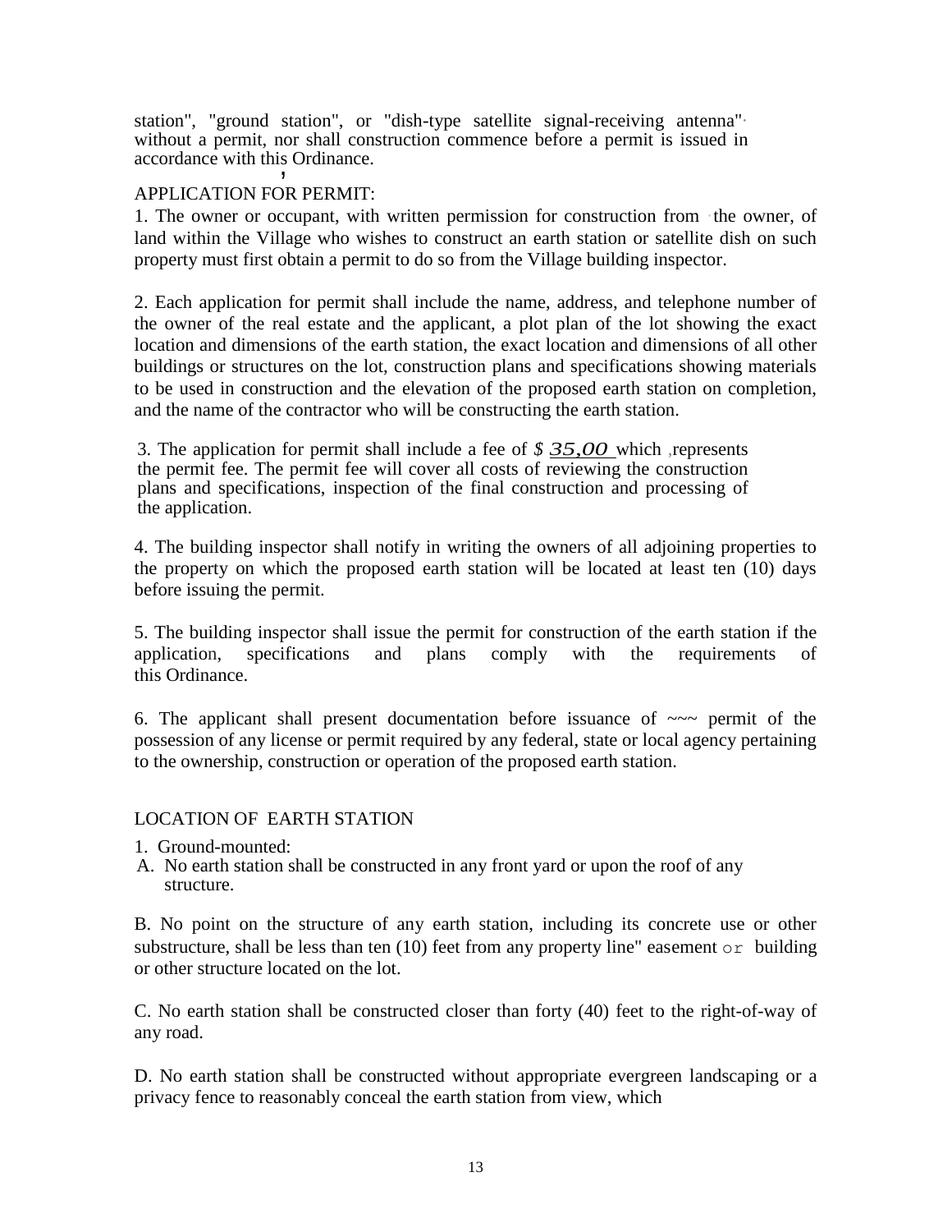station", "ground station", or "dish-type satellite signal-receiving antenna" without a permit, nor shall construction commence before a permit is issued in accordance with this Ordinance.

APPLICATION FOR PERMIT:

1. The owner or occupant, with written permission for construction from the owner, of land within the Village who wishes to construct an earth station or satellite dish on such property must first obtain a permit to do so from the Village building inspector.

2. Each application for permit shall include the name, address, and telephone number of the owner of the real estate and the applicant, a plot plan of the lot showing the exact location and dimensions of the earth station, the exact location and dimensions of all other buildings or structures on the lot, construction plans and specifications showing materials to be used in construction and the elevation of the proposed earth station on completion, and the name of the contractor who will be constructing the earth station.

3. The application for permit shall include a fee of *$ 35,00* which represents the permit fee. The permit fee will cover all costs of reviewing the construction plans and specifications, inspection of the final construction and processing of the application.

4. The building inspector shall notify in writing the owners of all adjoining properties to the property on which the proposed earth station will be located at least ten (10) days before issuing the permit.

5. The building inspector shall issue the permit for construction of the earth station if the application, specifications and plans comply with the requirements of this Ordinance.

6. The applicant shall present documentation before issuance of ~~~ permit of the possession of any license or permit required by any federal, state or local agency pertaining to the ownership, construction or operation of the proposed earth station.

LOCATION OF EARTH STATION

1. Ground-mounted:

A. No earth station shall be constructed in any front yard or upon the roof of any structure.

B. No point on the structure of any earth station, including its concrete use or other substructure, shall be less than ten (10) feet from any property line" easement or building or other structure located on the lot.

C. No earth station shall be constructed closer than forty (40) feet to the right-of-way of any road.

D. No earth station shall be constructed without appropriate evergreen landscaping or a privacy fence to reasonably conceal the earth station from view, which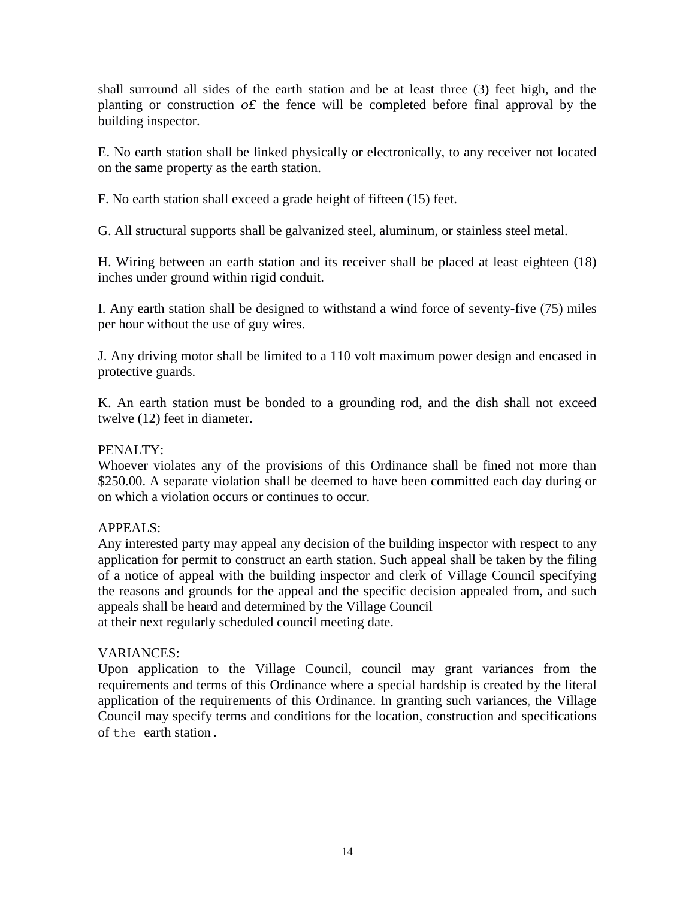shall surround all sides of the earth station and be at least three (3) feet high, and the planting or construction o£ the fence will be completed before final approval by the building inspector.

E. No earth station shall be linked physically or electronically, to any receiver not located on the same property as the earth station.

F. No earth station shall exceed a grade height of fifteen (15) feet.

G. All structural supports shall be galvanized steel, aluminum, or stainless steel metal.

H. Wiring between an earth station and its receiver shall be placed at least eighteen (18) inches under ground within rigid conduit.

I. Any earth station shall be designed to withstand a wind force of seventy-five (75) miles per hour without the use of guy wires.

J. Any driving motor shall be limited to a 110 volt maximum power design and encased in protective guards.

K. An earth station must be bonded to a grounding rod, and the dish shall not exceed twelve (12) feet in diameter.

PENALTY:
Whoever violates any of the provisions of this Ordinance shall be fined not more than $250.00. A separate violation shall be deemed to have been committed each day during or on which a violation occurs or continues to occur.

APPEALS:
Any interested party may appeal any decision of the building inspector with respect to any application for permit to construct an earth station. Such appeal shall be taken by the filing of a notice of appeal with the building inspector and clerk of Village Council specifying the reasons and grounds for the appeal and the specific decision appealed from, and such appeals shall be heard and determined by the Village Council
at their next regularly scheduled council meeting date.

VARIANCES:
Upon application to the Village Council, council may grant variances from the requirements and terms of this Ordinance where a special hardship is created by the literal application of the requirements of this Ordinance. In granting such variances, the Village Council may specify terms and conditions for the location, construction and specifications of the earth station.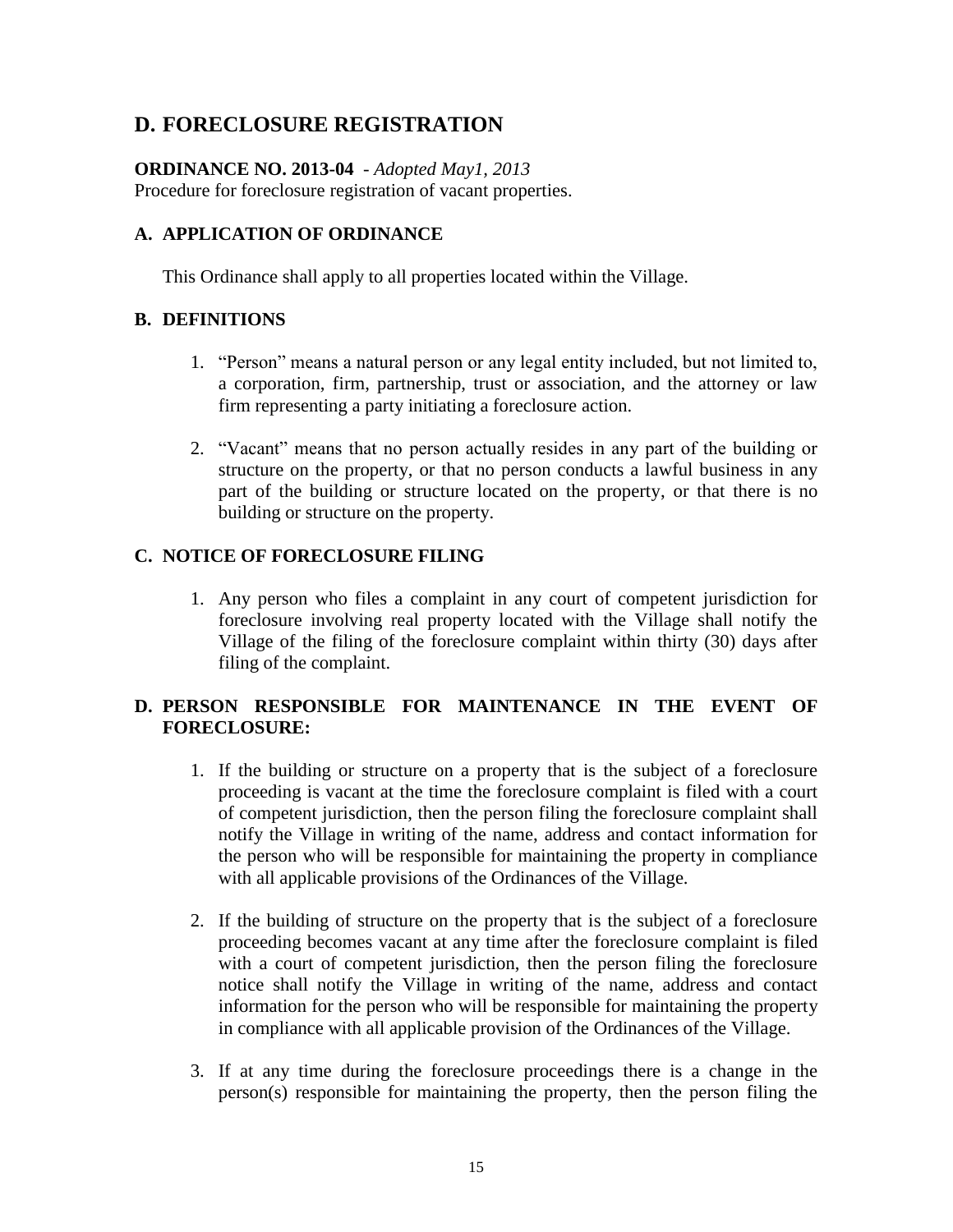## D. FORECLOSURE REGISTRATION

**ORDINANCE NO. 2013-04** - *Adopted May1, 2013*
Procedure for foreclosure registration of vacant properties.

### A. APPLICATION OF ORDINANCE

This Ordinance shall apply to all properties located within the Village.

### B. DEFINITIONS

1. "Person" means a natural person or any legal entity included, but not limited to, a corporation, firm, partnership, trust or association, and the attorney or law firm representing a party initiating a foreclosure action.

2. "Vacant" means that no person actually resides in any part of the building or structure on the property, or that no person conducts a lawful business in any part of the building or structure located on the property, or that there is no building or structure on the property.

### C. NOTICE OF FORECLOSURE FILING

1. Any person who files a complaint in any court of competent jurisdiction for foreclosure involving real property located with the Village shall notify the Village of the filing of the foreclosure complaint within thirty (30) days after filing of the complaint.

### D. PERSON RESPONSIBLE FOR MAINTENANCE IN THE EVENT OF FORECLOSURE:

1. If the building or structure on a property that is the subject of a foreclosure proceeding is vacant at the time the foreclosure complaint is filed with a court of competent jurisdiction, then the person filing the foreclosure complaint shall notify the Village in writing of the name, address and contact information for the person who will be responsible for maintaining the property in compliance with all applicable provisions of the Ordinances of the Village.

2. If the building of structure on the property that is the subject of a foreclosure proceeding becomes vacant at any time after the foreclosure complaint is filed with a court of competent jurisdiction, then the person filing the foreclosure notice shall notify the Village in writing of the name, address and contact information for the person who will be responsible for maintaining the property in compliance with all applicable provision of the Ordinances of the Village.

3. If at any time during the foreclosure proceedings there is a change in the person(s) responsible for maintaining the property, then the person filing the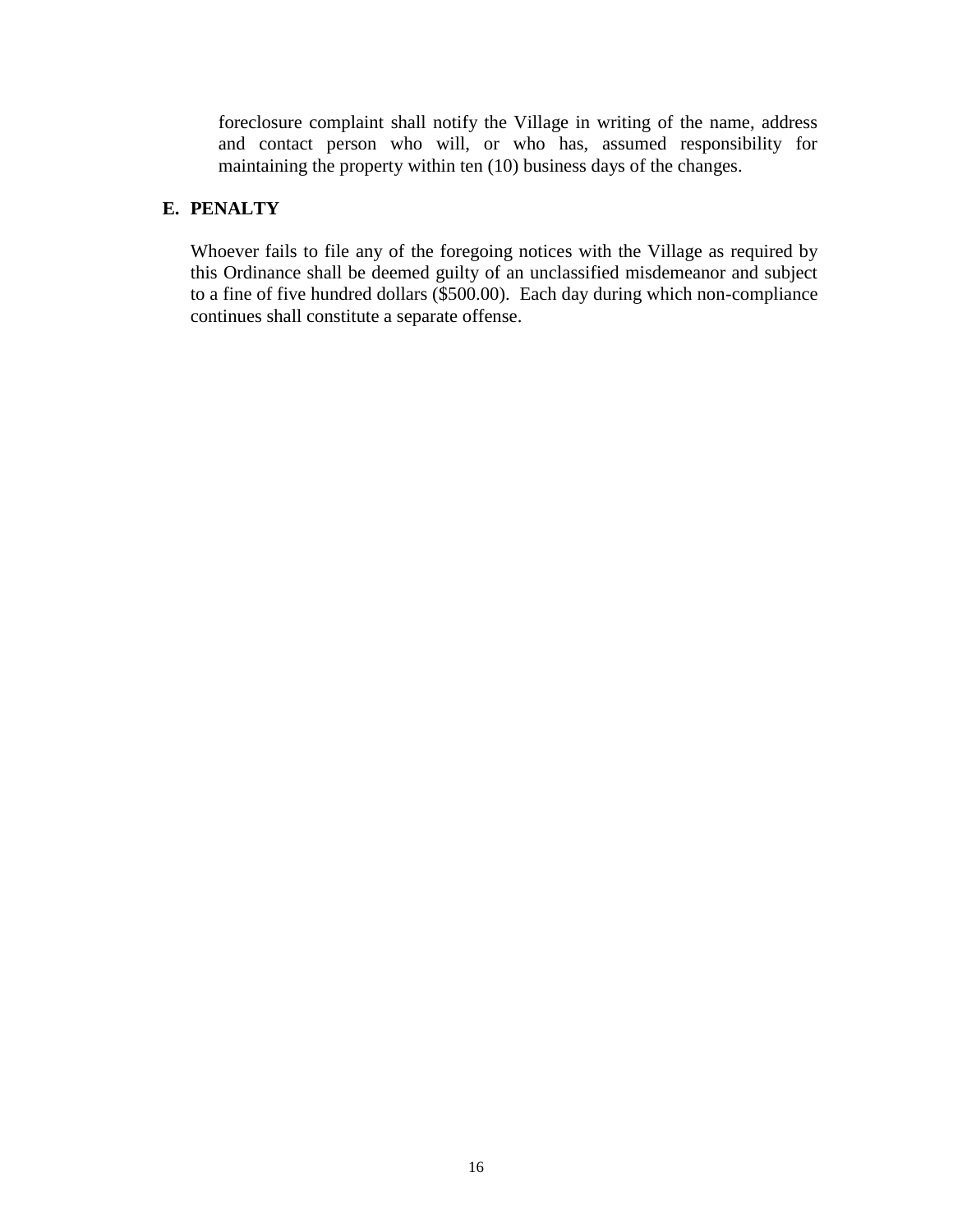foreclosure complaint shall notify the Village in writing of the name, address and contact person who will, or who has, assumed responsibility for maintaining the property within ten (10) business days of the changes.

## E. PENALTY

Whoever fails to file any of the foregoing notices with the Village as required by this Ordinance shall be deemed guilty of an unclassified misdemeanor and subject to a fine of five hundred dollars ($500.00). Each day during which non-compliance continues shall constitute a separate offense.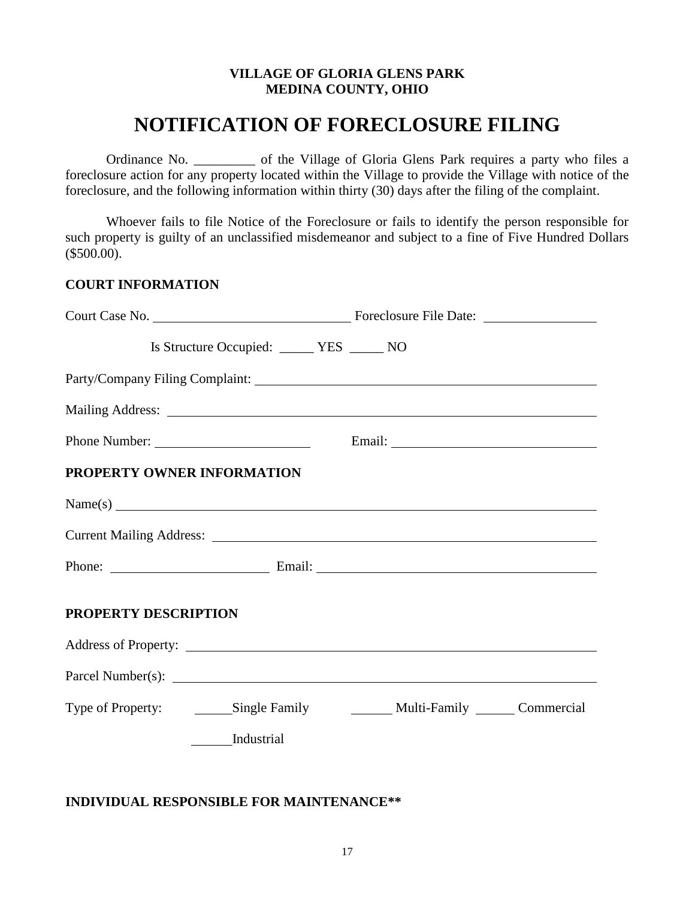**VILLAGE OF GLORIA GLENS PARK**
**MEDINA COUNTY, OHIO**

# NOTIFICATION OF FORECLOSURE FILING

Ordinance No. _________ of the Village of Gloria Glens Park requires a party who files a foreclosure action for any property located within the Village to provide the Village with notice of the foreclosure, and the following information within thirty (30) days after the filing of the complaint.

Whoever fails to file Notice of the Foreclosure or fails to identify the person responsible for such property is guilty of an unclassified misdemeanor and subject to a fine of Five Hundred Dollars ($500.00).

**COURT INFORMATION**

Court Case No. ______________________________ Foreclosure File Date: ________________

Is Structure Occupied: _____ YES _____ NO

Party/Company Filing Complaint: ______________________________________________

Mailing Address: ______________________________________________________________

Phone Number: _______________________ Email: ______________________________

**PROPERTY OWNER INFORMATION**

Name(s) _______________________________________________________________________

Current Mailing Address: _______________________________________________________

Phone: _______________________ Email: ______________________________________

**PROPERTY DESCRIPTION**

Address of Property: ___________________________________________________________

Parcel Number(s): ______________________________________________________________

Type of Property: ______Single Family ______ Multi-Family ______ Commercial

______Industrial

**INDIVIDUAL RESPONSIBLE FOR MAINTENANCE**\*\*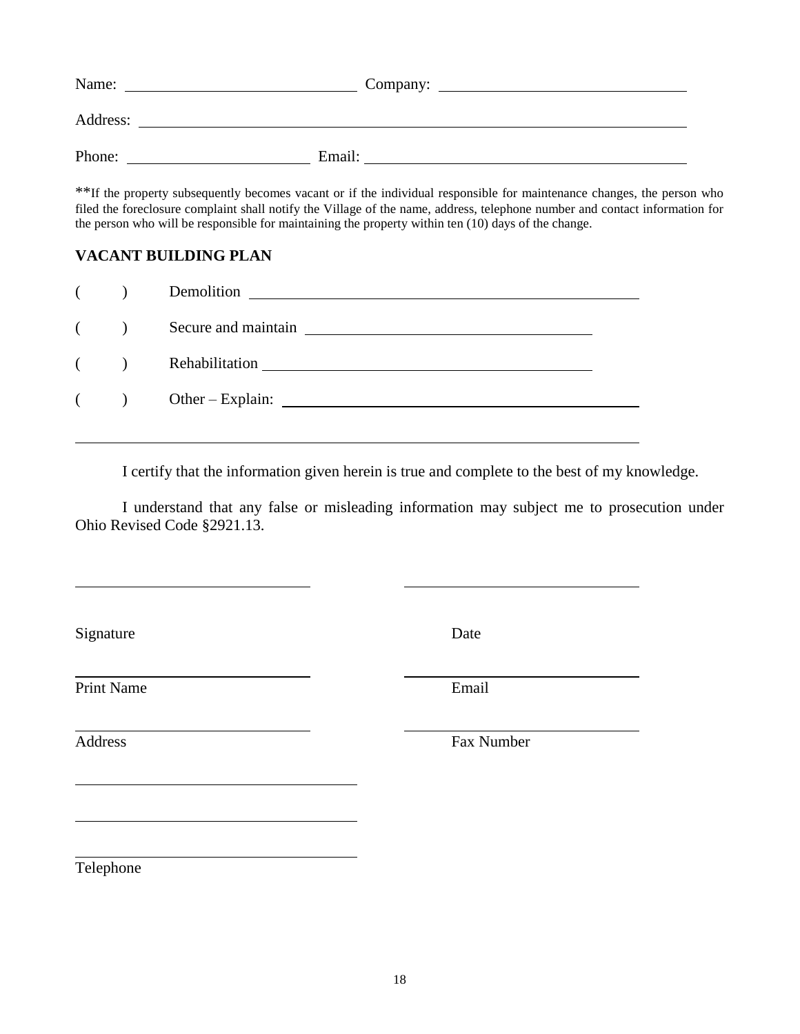Name: ______________________________ Company: ______________________________

Address: ____________________________________________________________________

Phone: ______________________ Email: ________________________________________

**If the property subsequently becomes vacant or if the individual responsible for maintenance changes, the person who filed the foreclosure complaint shall notify the Village of the name, address, telephone number and contact information for the person who will be responsible for maintaining the property within ten (10) days of the change.

### VACANT BUILDING PLAN

( ) Demolition ______________________________________________

( ) Secure and maintain ____________________________________

( ) Rehabilitation __________________________________________

( ) Other – Explain: _______________________________________

_____________________________________________________________________

I certify that the information given herein is true and complete to the best of my knowledge.

I understand that any false or misleading information may subject me to prosecution under Ohio Revised Code §2921.13.

______________________________ ______________________________

Signature Date

______________________________ ______________________________

Print Name Email

______________________________ ______________________________

Address Fax Number

______________________________

______________________________

______________________________

Telephone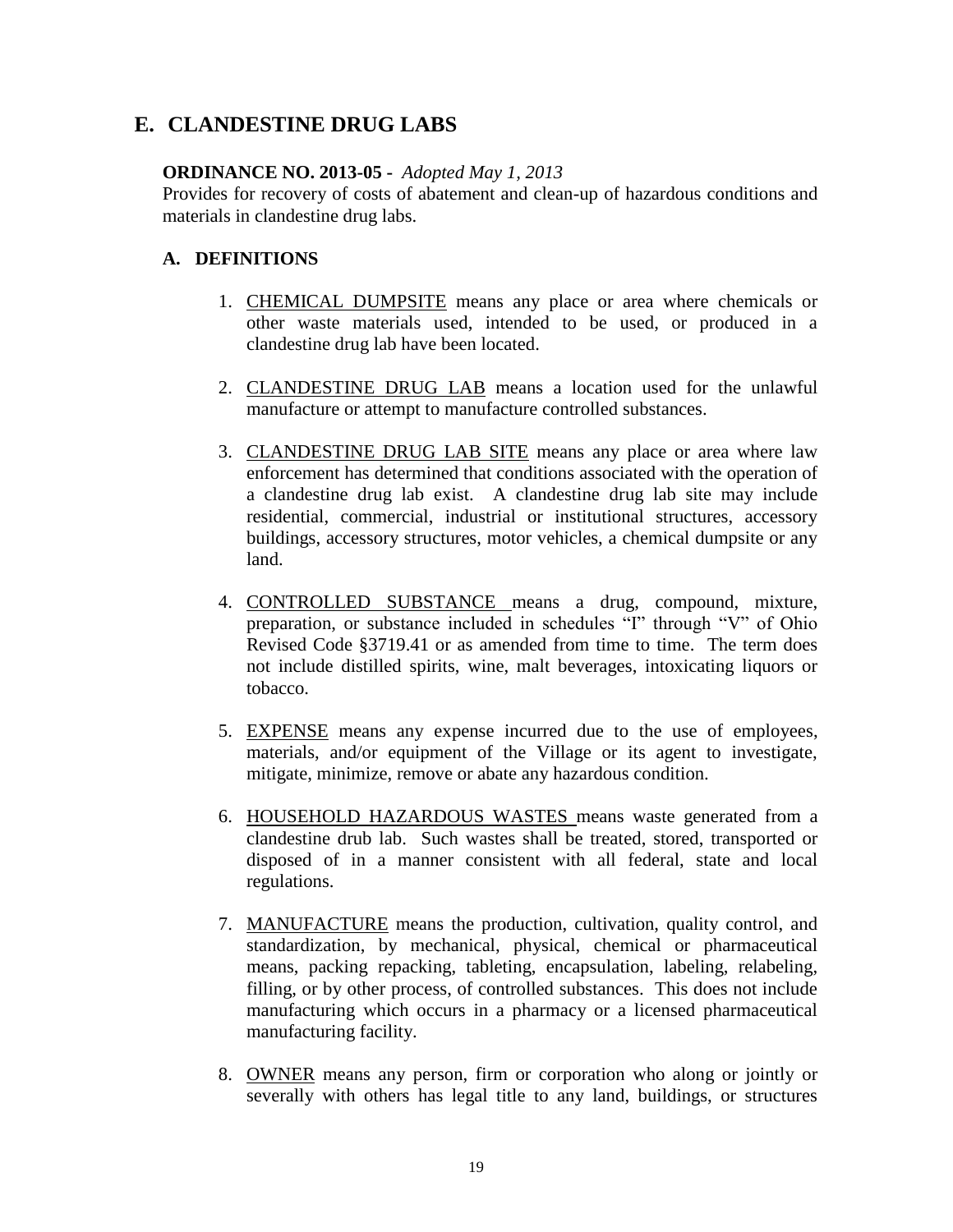## E. CLANDESTINE DRUG LABS

**ORDINANCE NO. 2013-05 -** *Adopted May 1, 2013*

Provides for recovery of costs of abatement and clean-up of hazardous conditions and materials in clandestine drug labs.

### A. DEFINITIONS

1. CHEMICAL DUMPSITE means any place or area where chemicals or other waste materials used, intended to be used, or produced in a clandestine drug lab have been located.

2. CLANDESTINE DRUG LAB means a location used for the unlawful manufacture or attempt to manufacture controlled substances.

3. CLANDESTINE DRUG LAB SITE means any place or area where law enforcement has determined that conditions associated with the operation of a clandestine drug lab exist. A clandestine drug lab site may include residential, commercial, industrial or institutional structures, accessory buildings, accessory structures, motor vehicles, a chemical dumpsite or any land.

4. CONTROLLED SUBSTANCE means a drug, compound, mixture, preparation, or substance included in schedules "I" through "V" of Ohio Revised Code §3719.41 or as amended from time to time. The term does not include distilled spirits, wine, malt beverages, intoxicating liquors or tobacco.

5. EXPENSE means any expense incurred due to the use of employees, materials, and/or equipment of the Village or its agent to investigate, mitigate, minimize, remove or abate any hazardous condition.

6. HOUSEHOLD HAZARDOUS WASTES means waste generated from a clandestine drub lab. Such wastes shall be treated, stored, transported or disposed of in a manner consistent with all federal, state and local regulations.

7. MANUFACTURE means the production, cultivation, quality control, and standardization, by mechanical, physical, chemical or pharmaceutical means, packing repacking, tableting, encapsulation, labeling, relabeling, filling, or by other process, of controlled substances. This does not include manufacturing which occurs in a pharmacy or a licensed pharmaceutical manufacturing facility.

8. OWNER means any person, firm or corporation who along or jointly or severally with others has legal title to any land, buildings, or structures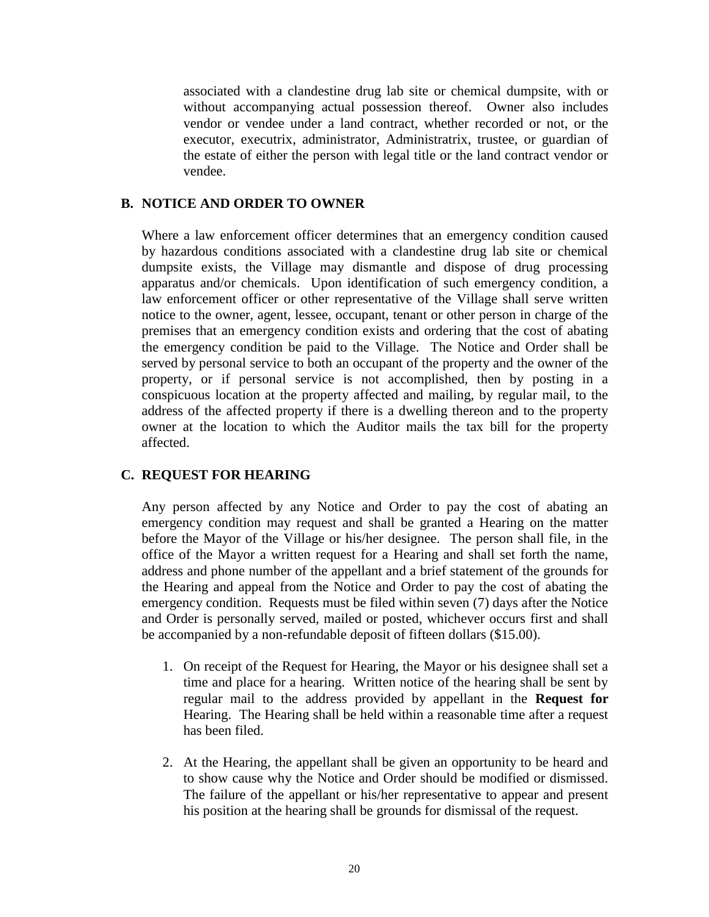associated with a clandestine drug lab site or chemical dumpsite, with or without accompanying actual possession thereof. Owner also includes vendor or vendee under a land contract, whether recorded or not, or the executor, executrix, administrator, Administratrix, trustee, or guardian of the estate of either the person with legal title or the land contract vendor or vendee.

### B. NOTICE AND ORDER TO OWNER

Where a law enforcement officer determines that an emergency condition caused by hazardous conditions associated with a clandestine drug lab site or chemical dumpsite exists, the Village may dismantle and dispose of drug processing apparatus and/or chemicals. Upon identification of such emergency condition, a law enforcement officer or other representative of the Village shall serve written notice to the owner, agent, lessee, occupant, tenant or other person in charge of the premises that an emergency condition exists and ordering that the cost of abating the emergency condition be paid to the Village. The Notice and Order shall be served by personal service to both an occupant of the property and the owner of the property, or if personal service is not accomplished, then by posting in a conspicuous location at the property affected and mailing, by regular mail, to the address of the affected property if there is a dwelling thereon and to the property owner at the location to which the Auditor mails the tax bill for the property affected.

### C. REQUEST FOR HEARING

Any person affected by any Notice and Order to pay the cost of abating an emergency condition may request and shall be granted a Hearing on the matter before the Mayor of the Village or his/her designee. The person shall file, in the office of the Mayor a written request for a Hearing and shall set forth the name, address and phone number of the appellant and a brief statement of the grounds for the Hearing and appeal from the Notice and Order to pay the cost of abating the emergency condition. Requests must be filed within seven (7) days after the Notice and Order is personally served, mailed or posted, whichever occurs first and shall be accompanied by a non-refundable deposit of fifteen dollars ($15.00).

1. On receipt of the Request for Hearing, the Mayor or his designee shall set a time and place for a hearing. Written notice of the hearing shall be sent by regular mail to the address provided by appellant in the **Request for** Hearing. The Hearing shall be held within a reasonable time after a request has been filed.

2. At the Hearing, the appellant shall be given an opportunity to be heard and to show cause why the Notice and Order should be modified or dismissed. The failure of the appellant or his/her representative to appear and present his position at the hearing shall be grounds for dismissal of the request.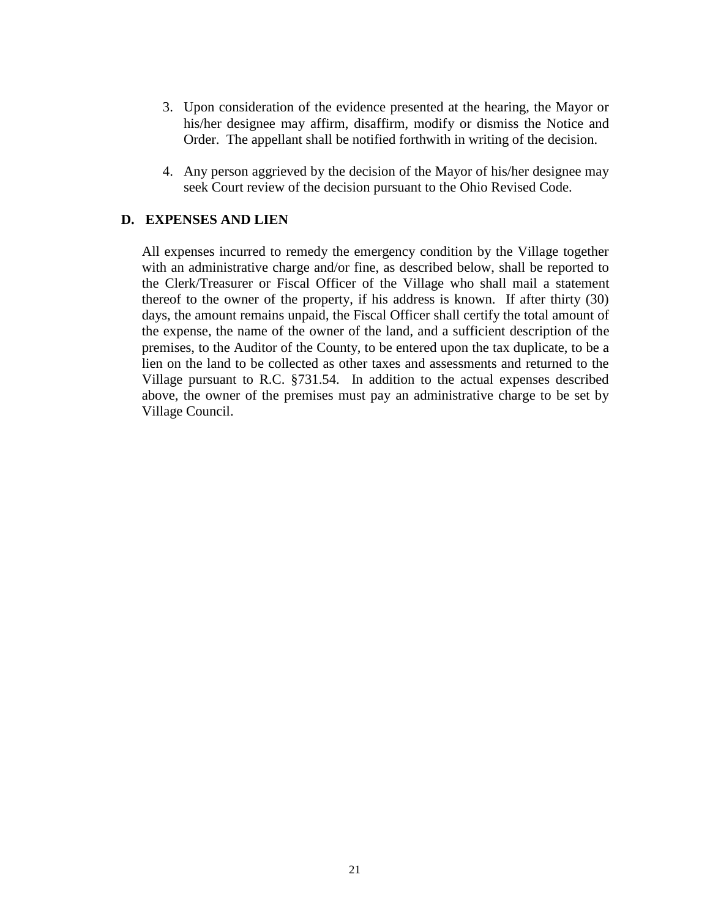3. Upon consideration of the evidence presented at the hearing, the Mayor or his/her designee may affirm, disaffirm, modify or dismiss the Notice and Order. The appellant shall be notified forthwith in writing of the decision.

4. Any person aggrieved by the decision of the Mayor of his/her designee may seek Court review of the decision pursuant to the Ohio Revised Code.

### D. EXPENSES AND LIEN

All expenses incurred to remedy the emergency condition by the Village together with an administrative charge and/or fine, as described below, shall be reported to the Clerk/Treasurer or Fiscal Officer of the Village who shall mail a statement thereof to the owner of the property, if his address is known. If after thirty (30) days, the amount remains unpaid, the Fiscal Officer shall certify the total amount of the expense, the name of the owner of the land, and a sufficient description of the premises, to the Auditor of the County, to be entered upon the tax duplicate, to be a lien on the land to be collected as other taxes and assessments and returned to the Village pursuant to R.C. §731.54. In addition to the actual expenses described above, the owner of the premises must pay an administrative charge to be set by Village Council.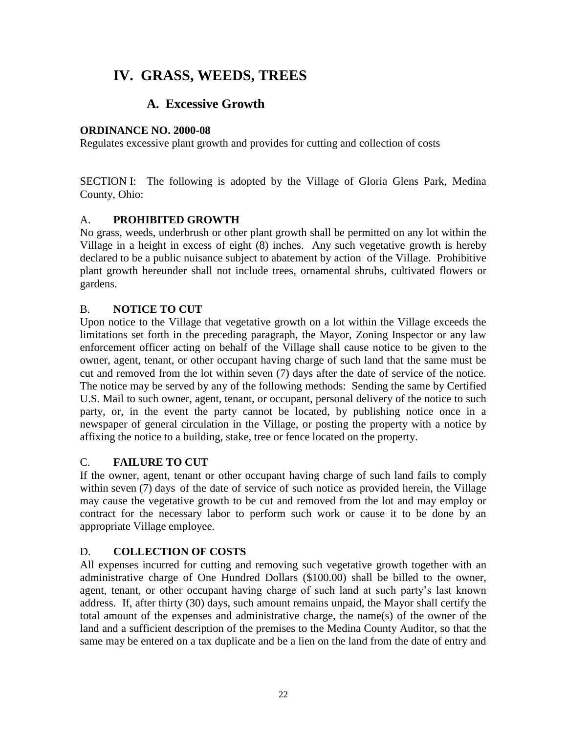# IV. GRASS, WEEDS, TREES

## A. Excessive Growth

**ORDINANCE NO. 2000-08**

Regulates excessive plant growth and provides for cutting and collection of costs

SECTION I: The following is adopted by the Village of Gloria Glens Park, Medina County, Ohio:

A. **PROHIBITED GROWTH**

No grass, weeds, underbrush or other plant growth shall be permitted on any lot within the Village in a height in excess of eight (8) inches. Any such vegetative growth is hereby declared to be a public nuisance subject to abatement by action of the Village. Prohibitive plant growth hereunder shall not include trees, ornamental shrubs, cultivated flowers or gardens.

B. **NOTICE TO CUT**

Upon notice to the Village that vegetative growth on a lot within the Village exceeds the limitations set forth in the preceding paragraph, the Mayor, Zoning Inspector or any law enforcement officer acting on behalf of the Village shall cause notice to be given to the owner, agent, tenant, or other occupant having charge of such land that the same must be cut and removed from the lot within seven (7) days after the date of service of the notice. The notice may be served by any of the following methods: Sending the same by Certified U.S. Mail to such owner, agent, tenant, or occupant, personal delivery of the notice to such party, or, in the event the party cannot be located, by publishing notice once in a newspaper of general circulation in the Village, or posting the property with a notice by affixing the notice to a building, stake, tree or fence located on the property.

C. **FAILURE TO CUT**

If the owner, agent, tenant or other occupant having charge of such land fails to comply within seven (7) days of the date of service of such notice as provided herein, the Village may cause the vegetative growth to be cut and removed from the lot and may employ or contract for the necessary labor to perform such work or cause it to be done by an appropriate Village employee.

D. **COLLECTION OF COSTS**

All expenses incurred for cutting and removing such vegetative growth together with an administrative charge of One Hundred Dollars ($100.00) shall be billed to the owner, agent, tenant, or other occupant having charge of such land at such party's last known address. If, after thirty (30) days, such amount remains unpaid, the Mayor shall certify the total amount of the expenses and administrative charge, the name(s) of the owner of the land and a sufficient description of the premises to the Medina County Auditor, so that the same may be entered on a tax duplicate and be a lien on the land from the date of entry and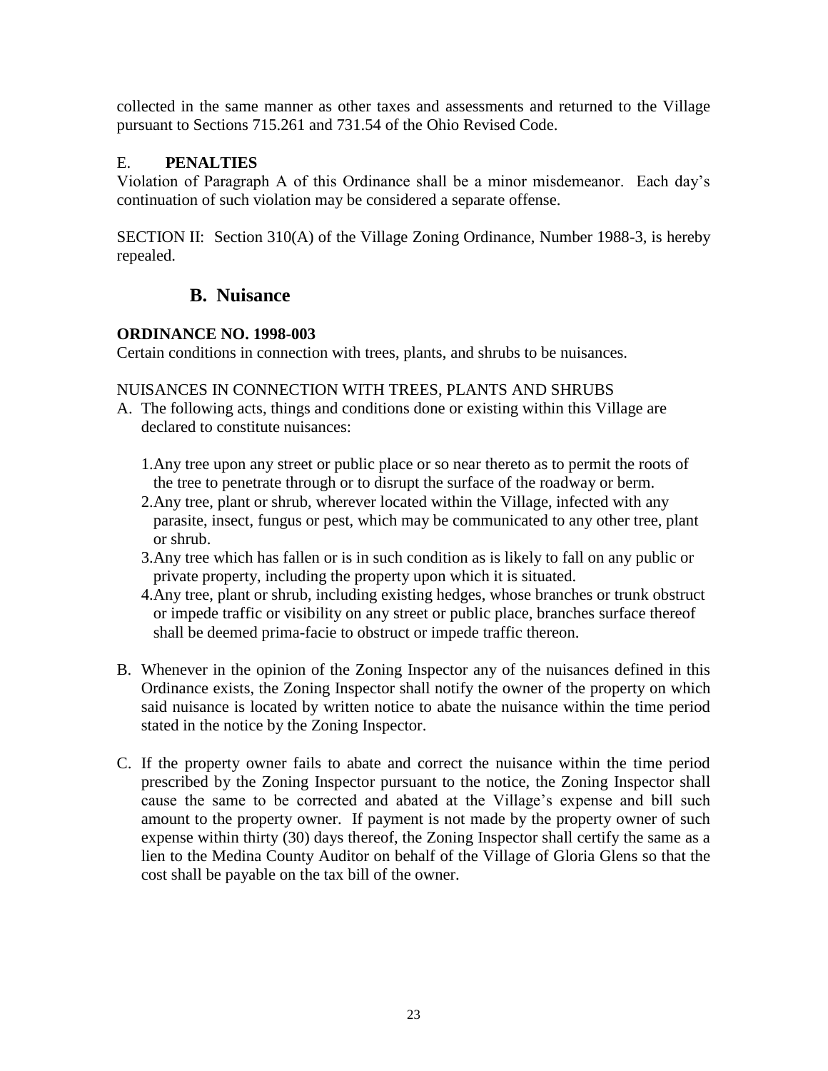collected in the same manner as other taxes and assessments and returned to the Village pursuant to Sections 715.261 and 731.54 of the Ohio Revised Code.

E. **PENALTIES**

Violation of Paragraph A of this Ordinance shall be a minor misdemeanor. Each day's continuation of such violation may be considered a separate offense.

SECTION II: Section 310(A) of the Village Zoning Ordinance, Number 1988-3, is hereby repealed.

## B. Nuisance

**ORDINANCE NO. 1998-003**

Certain conditions in connection with trees, plants, and shrubs to be nuisances.

NUISANCES IN CONNECTION WITH TREES, PLANTS AND SHRUBS

A. The following acts, things and conditions done or existing within this Village are declared to constitute nuisances:

   1. Any tree upon any street or public place or so near thereto as to permit the roots of the tree to penetrate through or to disrupt the surface of the roadway or berm.
   2. Any tree, plant or shrub, wherever located within the Village, infected with any parasite, insect, fungus or pest, which may be communicated to any other tree, plant or shrub.
   3. Any tree which has fallen or is in such condition as is likely to fall on any public or private property, including the property upon which it is situated.
   4. Any tree, plant or shrub, including existing hedges, whose branches or trunk obstruct or impede traffic or visibility on any street or public place, branches surface thereof shall be deemed prima-facie to obstruct or impede traffic thereon.

B. Whenever in the opinion of the Zoning Inspector any of the nuisances defined in this Ordinance exists, the Zoning Inspector shall notify the owner of the property on which said nuisance is located by written notice to abate the nuisance within the time period stated in the notice by the Zoning Inspector.

C. If the property owner fails to abate and correct the nuisance within the time period prescribed by the Zoning Inspector pursuant to the notice, the Zoning Inspector shall cause the same to be corrected and abated at the Village's expense and bill such amount to the property owner. If payment is not made by the property owner of such expense within thirty (30) days thereof, the Zoning Inspector shall certify the same as a lien to the Medina County Auditor on behalf of the Village of Gloria Glens so that the cost shall be payable on the tax bill of the owner.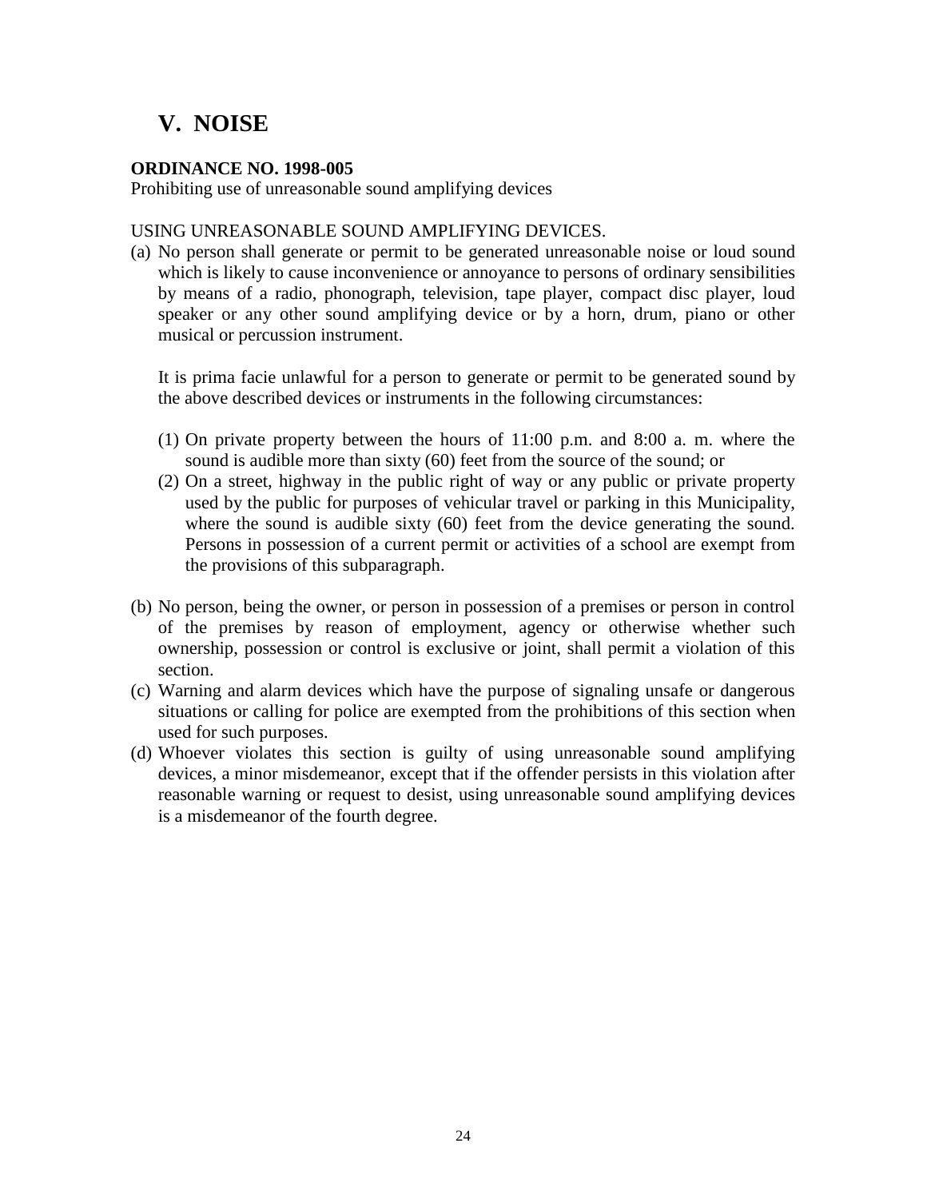# V. NOISE

**ORDINANCE NO. 1998-005**
Prohibiting use of unreasonable sound amplifying devices

USING UNREASONABLE SOUND AMPLIFYING DEVICES.

(a) No person shall generate or permit to be generated unreasonable noise or loud sound which is likely to cause inconvenience or annoyance to persons of ordinary sensibilities by means of a radio, phonograph, television, tape player, compact disc player, loud speaker or any other sound amplifying device or by a horn, drum, piano or other musical or percussion instrument.

    It is prima facie unlawful for a person to generate or permit to be generated sound by the above described devices or instruments in the following circumstances:

    (1) On private property between the hours of 11:00 p.m. and 8:00 a. m. where the sound is audible more than sixty (60) feet from the source of the sound; or
    (2) On a street, highway in the public right of way or any public or private property used by the public for purposes of vehicular travel or parking in this Municipality, where the sound is audible sixty (60) feet from the device generating the sound. Persons in possession of a current permit or activities of a school are exempt from the provisions of this subparagraph.

(b) No person, being the owner, or person in possession of a premises or person in control of the premises by reason of employment, agency or otherwise whether such ownership, possession or control is exclusive or joint, shall permit a violation of this section.
(c) Warning and alarm devices which have the purpose of signaling unsafe or dangerous situations or calling for police are exempted from the prohibitions of this section when used for such purposes.
(d) Whoever violates this section is guilty of using unreasonable sound amplifying devices, a minor misdemeanor, except that if the offender persists in this violation after reasonable warning or request to desist, using unreasonable sound amplifying devices is a misdemeanor of the fourth degree.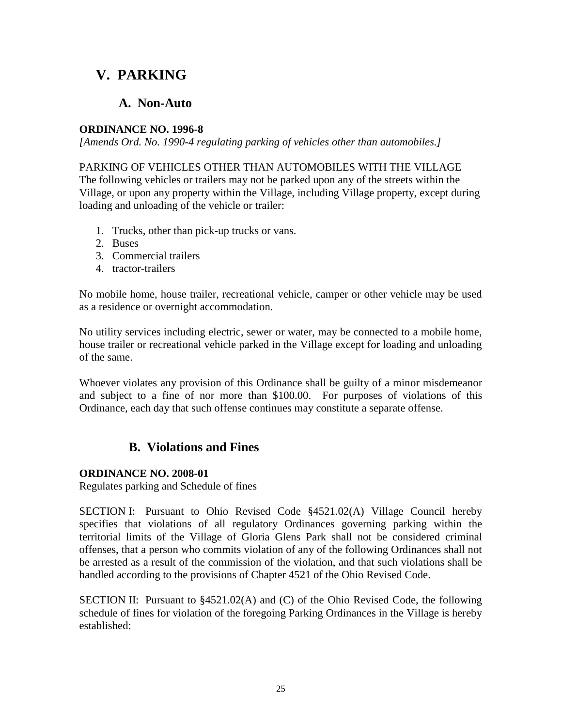# V. PARKING

## A. Non-Auto

**ORDINANCE NO. 1996-8**
*[Amends Ord. No. 1990-4 regulating parking of vehicles other than automobiles.]*

PARKING OF VEHICLES OTHER THAN AUTOMOBILES WITH THE VILLAGE
The following vehicles or trailers may not be parked upon any of the streets within the Village, or upon any property within the Village, including Village property, except during loading and unloading of the vehicle or trailer:

1. Trucks, other than pick-up trucks or vans.
2. Buses
3. Commercial trailers
4. tractor-trailers

No mobile home, house trailer, recreational vehicle, camper or other vehicle may be used as a residence or overnight accommodation.

No utility services including electric, sewer or water, may be connected to a mobile home, house trailer or recreational vehicle parked in the Village except for loading and unloading of the same.

Whoever violates any provision of this Ordinance shall be guilty of a minor misdemeanor and subject to a fine of nor more than $100.00. For purposes of violations of this Ordinance, each day that such offense continues may constitute a separate offense.

## B. Violations and Fines

**ORDINANCE NO. 2008-01**
Regulates parking and Schedule of fines

SECTION I: Pursuant to Ohio Revised Code §4521.02(A) Village Council hereby specifies that violations of all regulatory Ordinances governing parking within the territorial limits of the Village of Gloria Glens Park shall not be considered criminal offenses, that a person who commits violation of any of the following Ordinances shall not be arrested as a result of the commission of the violation, and that such violations shall be handled according to the provisions of Chapter 4521 of the Ohio Revised Code.

SECTION II: Pursuant to §4521.02(A) and (C) of the Ohio Revised Code, the following schedule of fines for violation of the foregoing Parking Ordinances in the Village is hereby established: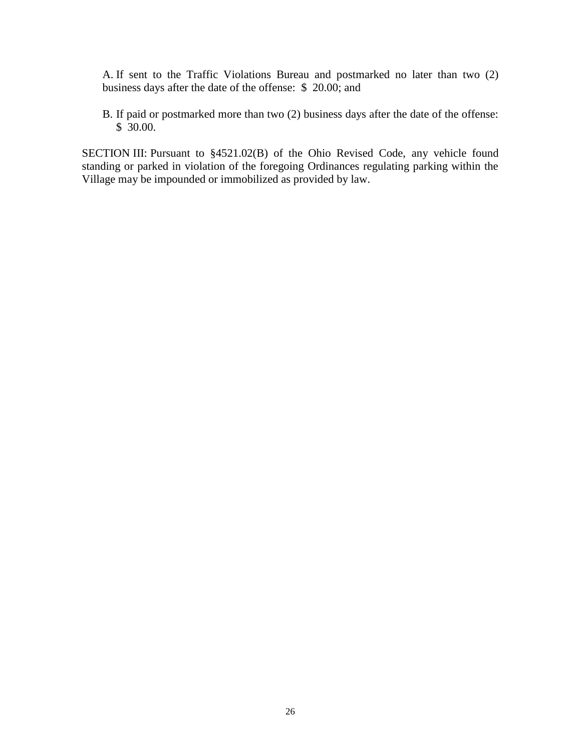A. If sent to the Traffic Violations Bureau and postmarked no later than two (2) business days after the date of the offense: $ 20.00; and

B. If paid or postmarked more than two (2) business days after the date of the offense: $ 30.00.

SECTION III: Pursuant to §4521.02(B) of the Ohio Revised Code, any vehicle found standing or parked in violation of the foregoing Ordinances regulating parking within the Village may be impounded or immobilized as provided by law.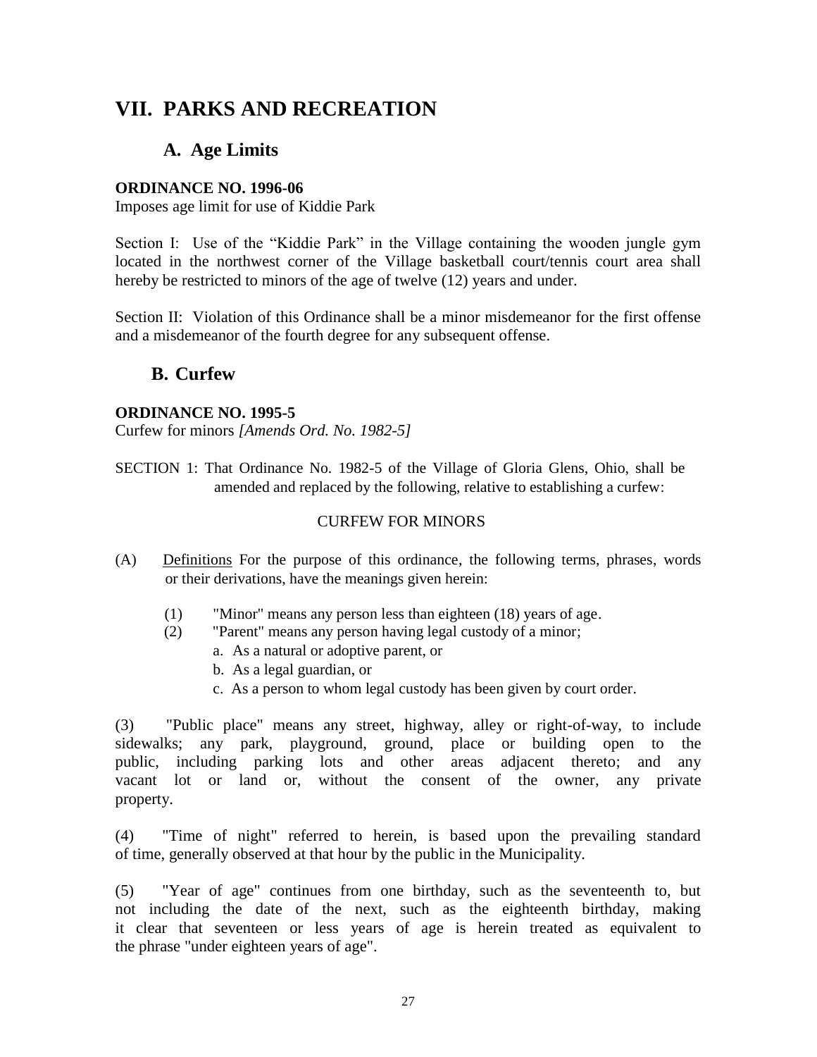# VII. PARKS AND RECREATION

## A. Age Limits

**ORDINANCE NO. 1996-06**

Imposes age limit for use of Kiddie Park

Section I: Use of the "Kiddie Park" in the Village containing the wooden jungle gym located in the northwest corner of the Village basketball court/tennis court area shall hereby be restricted to minors of the age of twelve (12) years and under.

Section II: Violation of this Ordinance shall be a minor misdemeanor for the first offense and a misdemeanor of the fourth degree for any subsequent offense.

## B. Curfew

**ORDINANCE NO. 1995-5**

Curfew for minors *[Amends Ord. No. 1982-5]*

SECTION 1: That Ordinance No. 1982-5 of the Village of Gloria Glens, Ohio, shall be amended and replaced by the following, relative to establishing a curfew:

CURFEW FOR MINORS

(A) Definitions For the purpose of this ordinance, the following terms, phrases, words or their derivations, have the meanings given herein:

(1) "Minor" means any person less than eighteen (18) years of age.

(2) "Parent" means any person having legal custody of a minor;

a. As a natural or adoptive parent, or

b. As a legal guardian, or

c. As a person to whom legal custody has been given by court order.

(3) "Public place" means any street, highway, alley or right-of-way, to include sidewalks; any park, playground, ground, place or building open to the public, including parking lots and other areas adjacent thereto; and any vacant lot or land or, without the consent of the owner, any private property.

(4) "Time of night" referred to herein, is based upon the prevailing standard of time, generally observed at that hour by the public in the Municipality.

(5) "Year of age" continues from one birthday, such as the seventeenth to, but not including the date of the next, such as the eighteenth birthday, making it clear that seventeen or less years of age is herein treated as equivalent to the phrase "under eighteen years of age".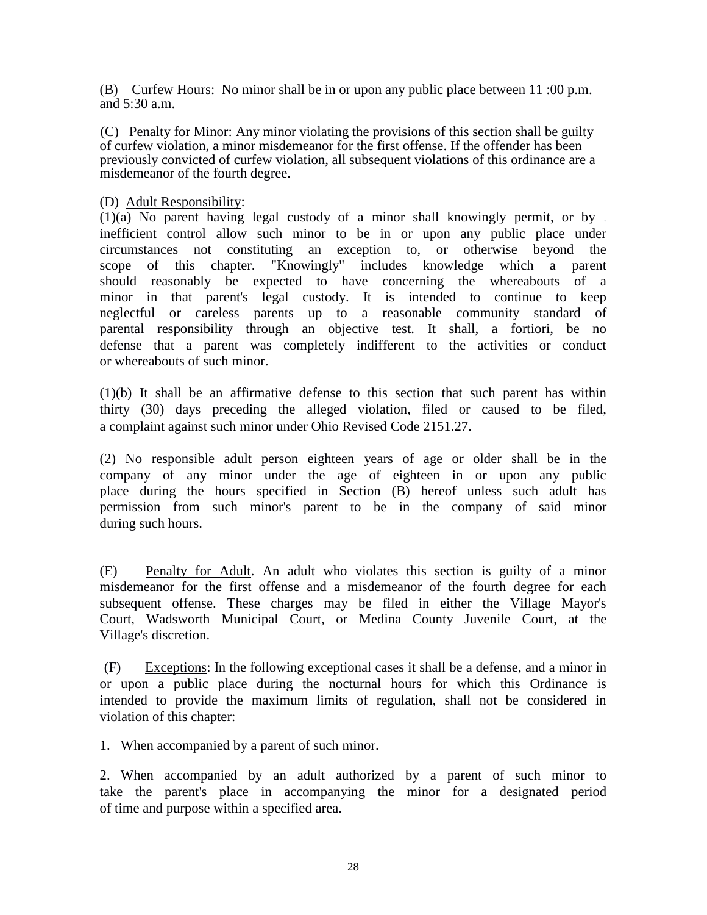(B) <u>Curfew Hours</u>: No minor shall be in or upon any public place between 11 :00 p.m. and 5:30 a.m.

(C) <u>Penalty for Minor:</u> Any minor violating the provisions of this section shall be guilty of curfew violation, a minor misdemeanor for the first offense. If the offender has been previously convicted of curfew violation, all subsequent violations of this ordinance are a misdemeanor of the fourth degree.

(D) <u>Adult Responsibility</u>:

(1)(a) No parent having legal custody of a minor shall knowingly permit, or by inefficient control allow such minor to be in or upon any public place under circumstances not constituting an exception to, or otherwise beyond the scope of this chapter. "Knowingly" includes knowledge which a parent should reasonably be expected to have concerning the whereabouts of a minor in that parent's legal custody. It is intended to continue to keep neglectful or careless parents up to a reasonable community standard of parental responsibility through an objective test. It shall, a fortiori, be no defense that a parent was completely indifferent to the activities or conduct or whereabouts of such minor.

(1)(b) It shall be an affirmative defense to this section that such parent has within thirty (30) days preceding the alleged violation, filed or caused to be filed, a complaint against such minor under Ohio Revised Code 2151.27.

(2) No responsible adult person eighteen years of age or older shall be in the company of any minor under the age of eighteen in or upon any public place during the hours specified in Section (B) hereof unless such adult has permission from such minor's parent to be in the company of said minor during such hours.

(E) <u>Penalty for Adult</u>. An adult who violates this section is guilty of a minor misdemeanor for the first offense and a misdemeanor of the fourth degree for each subsequent offense. These charges may be filed in either the Village Mayor's Court, Wadsworth Municipal Court, or Medina County Juvenile Court, at the Village's discretion.

(F) <u>Exceptions</u>: In the following exceptional cases it shall be a defense, and a minor in or upon a public place during the nocturnal hours for which this Ordinance is intended to provide the maximum limits of regulation, shall not be considered in violation of this chapter:

1. When accompanied by a parent of such minor.

2. When accompanied by an adult authorized by a parent of such minor to take the parent's place in accompanying the minor for a designated period of time and purpose within a specified area.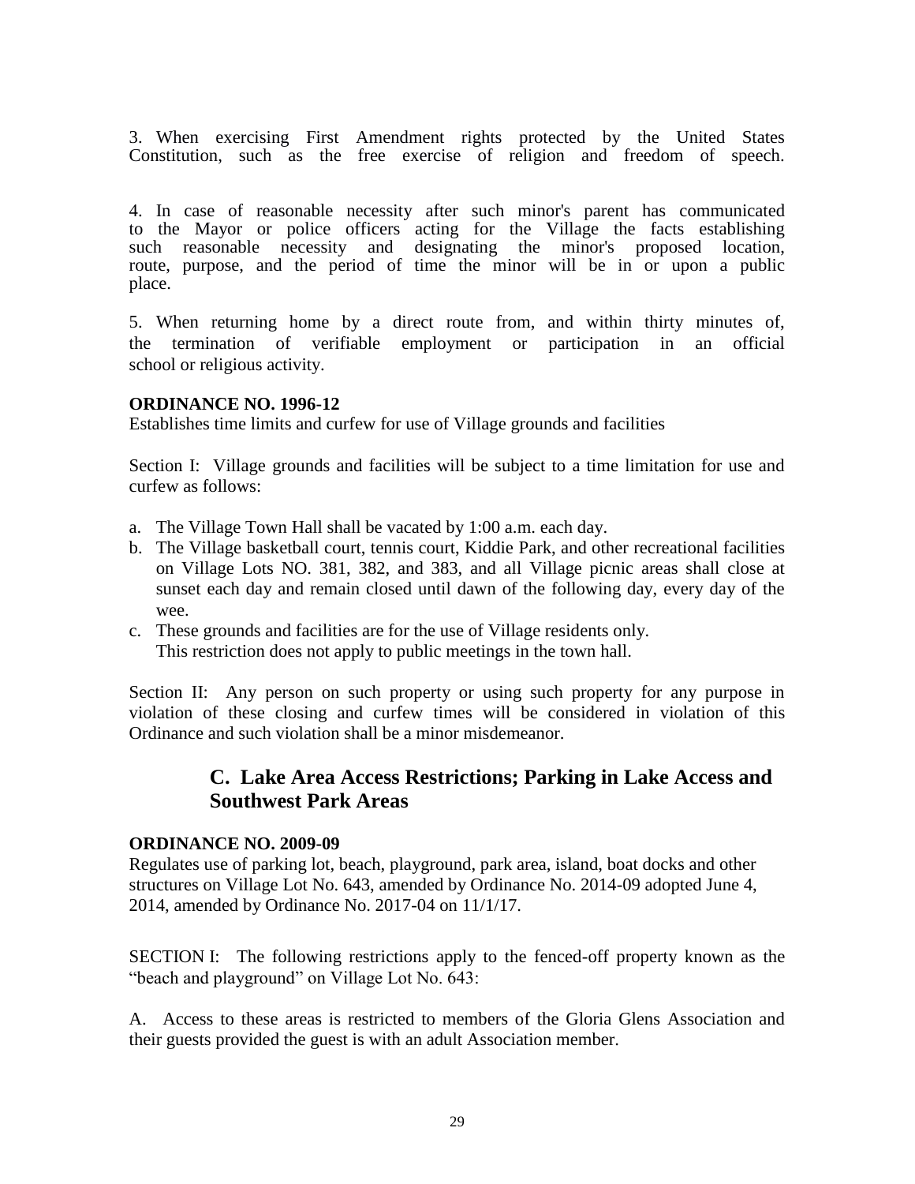3. When exercising First Amendment rights protected by the United States Constitution, such as the free exercise of religion and freedom of speech.

4. In case of reasonable necessity after such minor's parent has communicated to the Mayor or police officers acting for the Village the facts establishing such reasonable necessity and designating the minor's proposed location, route, purpose, and the period of time the minor will be in or upon a public place.

5. When returning home by a direct route from, and within thirty minutes of, the termination of verifiable employment or participation in an official school or religious activity.

**ORDINANCE NO. 1996-12**
Establishes time limits and curfew for use of Village grounds and facilities

Section I: Village grounds and facilities will be subject to a time limitation for use and curfew as follows:

a. The Village Town Hall shall be vacated by 1:00 a.m. each day.
b. The Village basketball court, tennis court, Kiddie Park, and other recreational facilities on Village Lots NO. 381, 382, and 383, and all Village picnic areas shall close at sunset each day and remain closed until dawn of the following day, every day of the wee.
c. These grounds and facilities are for the use of Village residents only. This restriction does not apply to public meetings in the town hall.

Section II: Any person on such property or using such property for any purpose in violation of these closing and curfew times will be considered in violation of this Ordinance and such violation shall be a minor misdemeanor.

## C. Lake Area Access Restrictions; Parking in Lake Access and Southwest Park Areas

**ORDINANCE NO. 2009-09**
Regulates use of parking lot, beach, playground, park area, island, boat docks and other structures on Village Lot No. 643, amended by Ordinance No. 2014-09 adopted June 4, 2014, amended by Ordinance No. 2017-04 on 11/1/17.

SECTION I: The following restrictions apply to the fenced-off property known as the "beach and playground" on Village Lot No. 643:

A. Access to these areas is restricted to members of the Gloria Glens Association and their guests provided the guest is with an adult Association member.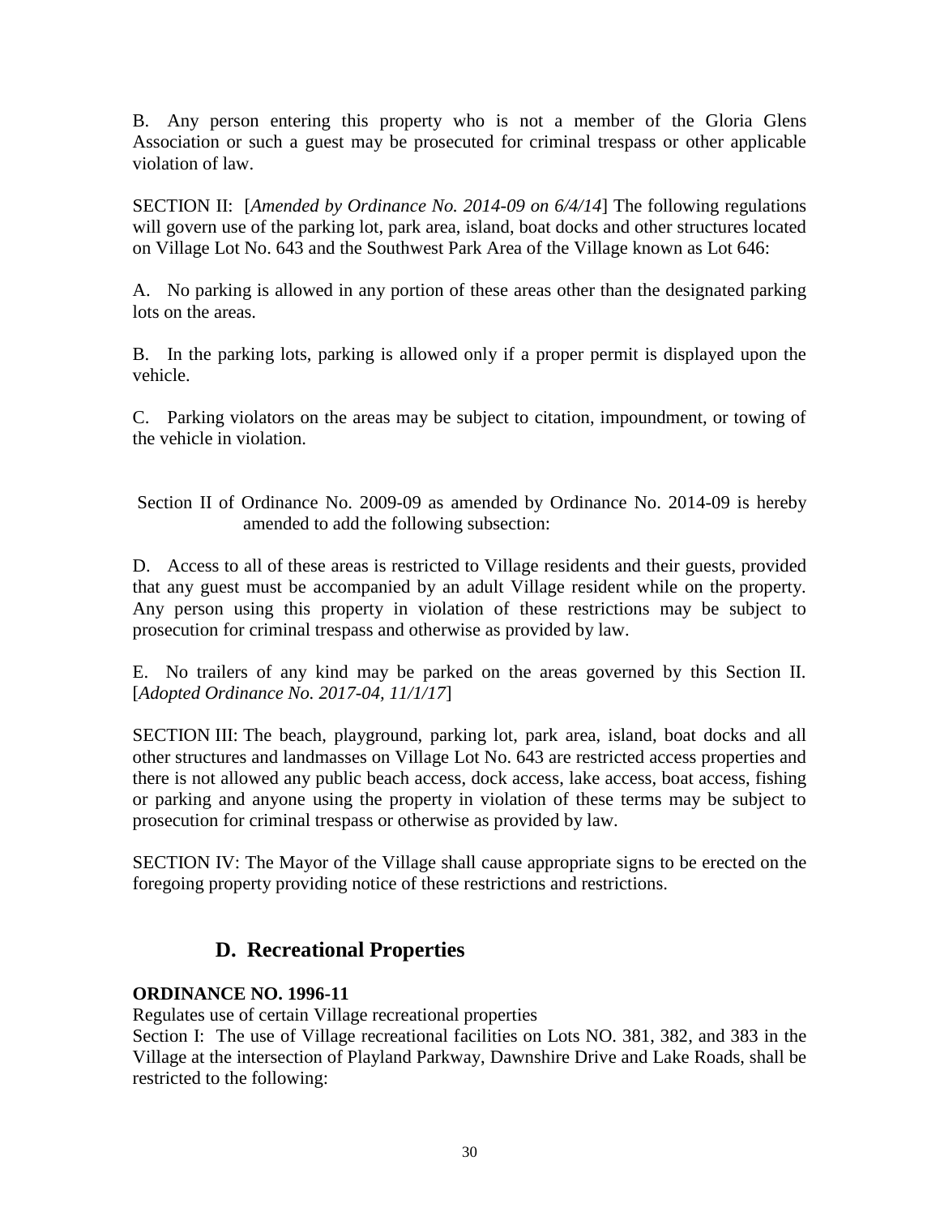B. Any person entering this property who is not a member of the Gloria Glens Association or such a guest may be prosecuted for criminal trespass or other applicable violation of law.

SECTION II: [*Amended by Ordinance No. 2014-09 on 6/4/14*] The following regulations will govern use of the parking lot, park area, island, boat docks and other structures located on Village Lot No. 643 and the Southwest Park Area of the Village known as Lot 646:

A. No parking is allowed in any portion of these areas other than the designated parking lots on the areas.

B. In the parking lots, parking is allowed only if a proper permit is displayed upon the vehicle.

C. Parking violators on the areas may be subject to citation, impoundment, or towing of the vehicle in violation.

Section II of Ordinance No. 2009-09 as amended by Ordinance No. 2014-09 is hereby amended to add the following subsection:

D. Access to all of these areas is restricted to Village residents and their guests, provided that any guest must be accompanied by an adult Village resident while on the property. Any person using this property in violation of these restrictions may be subject to prosecution for criminal trespass and otherwise as provided by law.

E. No trailers of any kind may be parked on the areas governed by this Section II. [*Adopted Ordinance No. 2017-04, 11/1/17*]

SECTION III: The beach, playground, parking lot, park area, island, boat docks and all other structures and landmasses on Village Lot No. 643 are restricted access properties and there is not allowed any public beach access, dock access, lake access, boat access, fishing or parking and anyone using the property in violation of these terms may be subject to prosecution for criminal trespass or otherwise as provided by law.

SECTION IV: The Mayor of the Village shall cause appropriate signs to be erected on the foregoing property providing notice of these restrictions and restrictions.

## D. Recreational Properties

**ORDINANCE NO. 1996-11**

Regulates use of certain Village recreational properties

Section I: The use of Village recreational facilities on Lots NO. 381, 382, and 383 in the Village at the intersection of Playland Parkway, Dawnshire Drive and Lake Roads, shall be restricted to the following: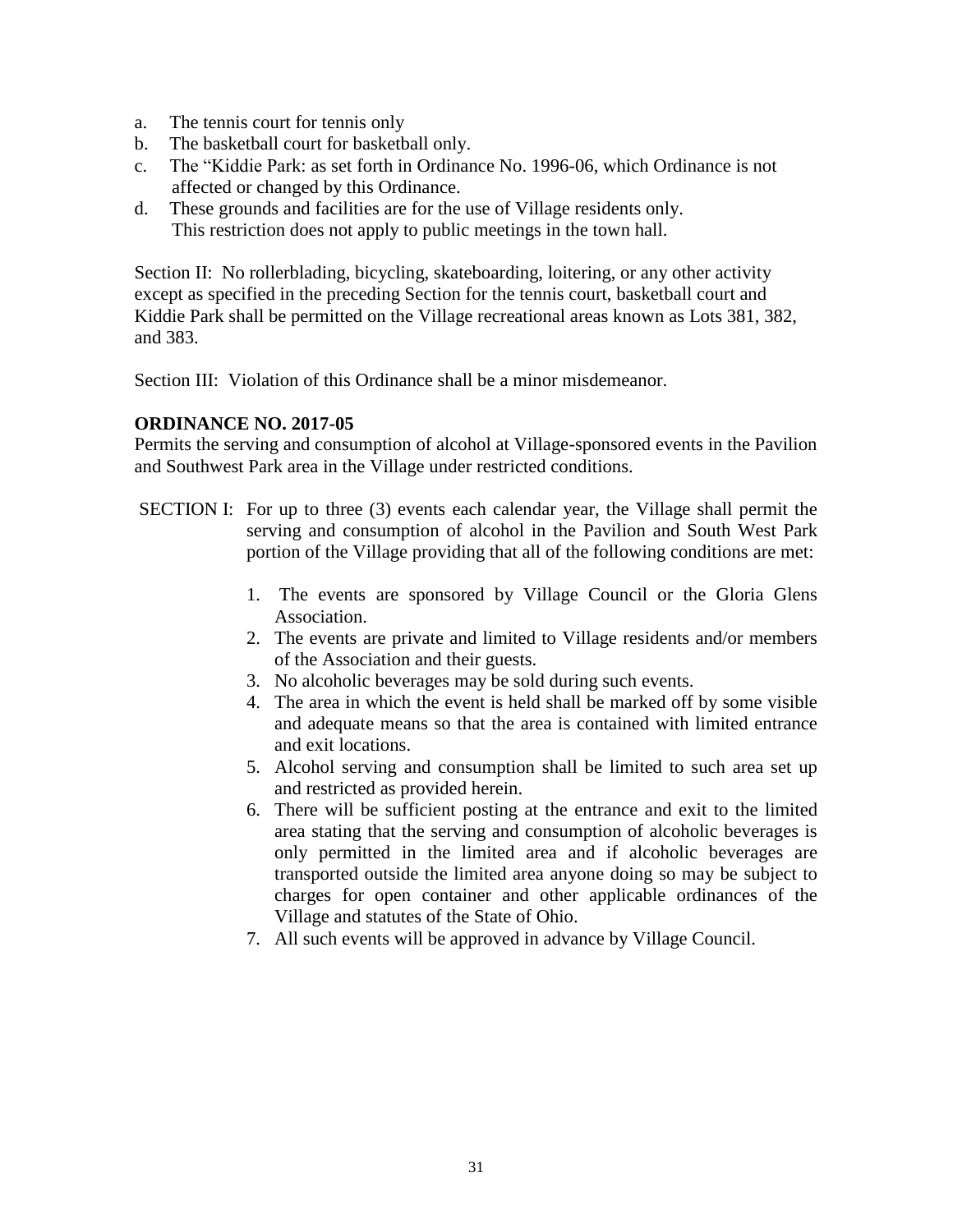a. The tennis court for tennis only
b. The basketball court for basketball only.
c. The “Kiddie Park: as set forth in Ordinance No. 1996-06, which Ordinance is not affected or changed by this Ordinance.
d. These grounds and facilities are for the use of Village residents only. This restriction does not apply to public meetings in the town hall.

Section II: No rollerblading, bicycling, skateboarding, loitering, or any other activity except as specified in the preceding Section for the tennis court, basketball court and Kiddie Park shall be permitted on the Village recreational areas known as Lots 381, 382, and 383.

Section III: Violation of this Ordinance shall be a minor misdemeanor.

**ORDINANCE NO. 2017-05**

Permits the serving and consumption of alcohol at Village-sponsored events in the Pavilion and Southwest Park area in the Village under restricted conditions.

SECTION I: For up to three (3) events each calendar year, the Village shall permit the serving and consumption of alcohol in the Pavilion and South West Park portion of the Village providing that all of the following conditions are met:

1. The events are sponsored by Village Council or the Gloria Glens Association.
2. The events are private and limited to Village residents and/or members of the Association and their guests.
3. No alcoholic beverages may be sold during such events.
4. The area in which the event is held shall be marked off by some visible and adequate means so that the area is contained with limited entrance and exit locations.
5. Alcohol serving and consumption shall be limited to such area set up and restricted as provided herein.
6. There will be sufficient posting at the entrance and exit to the limited area stating that the serving and consumption of alcoholic beverages is only permitted in the limited area and if alcoholic beverages are transported outside the limited area anyone doing so may be subject to charges for open container and other applicable ordinances of the Village and statutes of the State of Ohio.
7. All such events will be approved in advance by Village Council.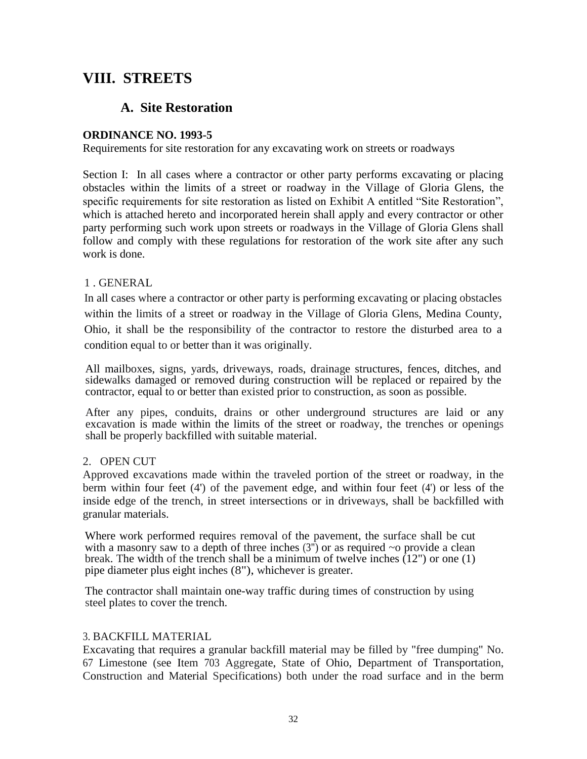# VIII. STREETS

## A. Site Restoration

**ORDINANCE NO. 1993-5**

Requirements for site restoration for any excavating work on streets or roadways

Section I: In all cases where a contractor or other party performs excavating or placing obstacles within the limits of a street or roadway in the Village of Gloria Glens, the specific requirements for site restoration as listed on Exhibit A entitled "Site Restoration", which is attached hereto and incorporated herein shall apply and every contractor or other party performing such work upon streets or roadways in the Village of Gloria Glens shall follow and comply with these regulations for restoration of the work site after any such work is done.

1 . GENERAL

In all cases where a contractor or other party is performing excavating or placing obstacles within the limits of a street or roadway in the Village of Gloria Glens, Medina County, Ohio, it shall be the responsibility of the contractor to restore the disturbed area to a condition equal to or better than it was originally.

All mailboxes, signs, yards, driveways, roads, drainage structures, fences, ditches, and sidewalks damaged or removed during construction will be replaced or repaired by the contractor, equal to or better than existed prior to construction, as soon as possible.

After any pipes, conduits, drains or other underground structures are laid or any excavation is made within the limits of the street or roadway, the trenches or openings shall be properly backfilled with suitable material.

2. OPEN CUT

Approved excavations made within the traveled portion of the street or roadway, in the berm within four feet (4') of the pavement edge, and within four feet (4') or less of the inside edge of the trench, in street intersections or in driveways, shall be backfilled with granular materials.

Where work performed requires removal of the pavement, the surface shall be cut with a masonry saw to a depth of three inches (3") or as required ~o provide a clean break. The width of the trench shall be a minimum of twelve inches (12") or one (1) pipe diameter plus eight inches (8"), whichever is greater.

The contractor shall maintain one-way traffic during times of construction by using steel plates to cover the trench.

3. BACKFILL MATERIAL

Excavating that requires a granular backfill material may be filled by "free dumping" No. 67 Limestone (see Item 703 Aggregate, State of Ohio, Department of Transportation, Construction and Material Specifications) both under the road surface and in the berm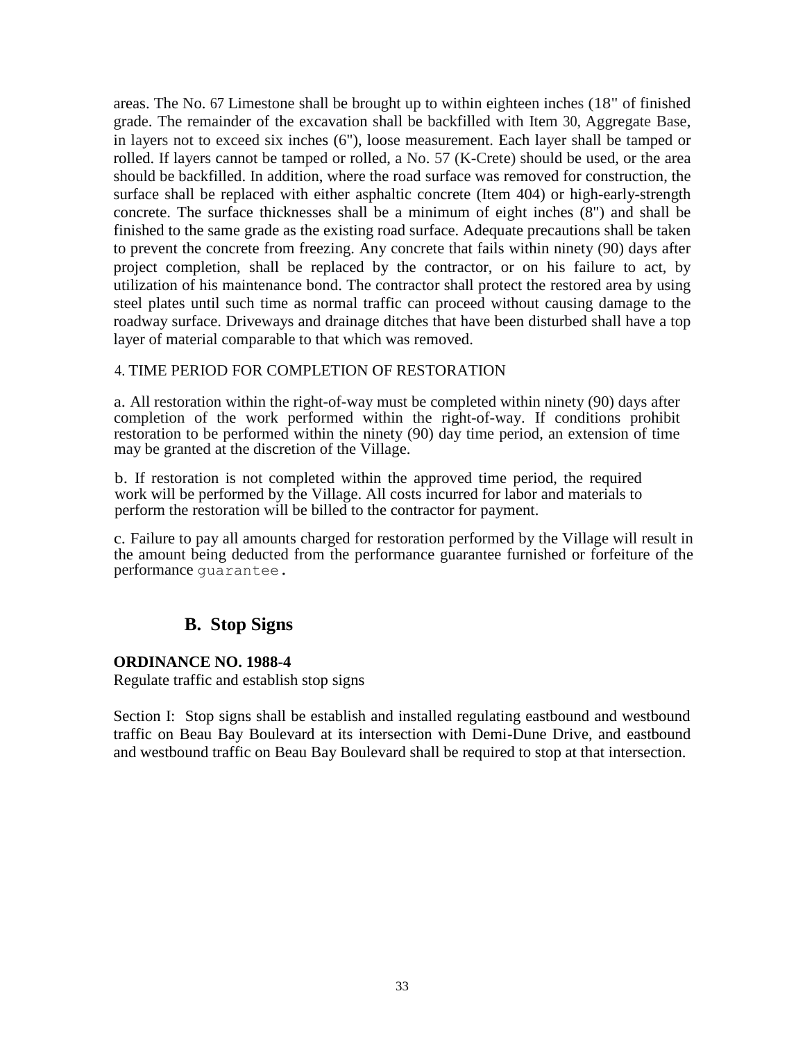areas. The No. 67 Limestone shall be brought up to within eighteen inches (18" of finished grade. The remainder of the excavation shall be backfilled with Item 30, Aggregate Base, in layers not to exceed six inches (6"), loose measurement. Each layer shall be tamped or rolled. If layers cannot be tamped or rolled, a No. 57 (K-Crete) should be used, or the area should be backfilled. In addition, where the road surface was removed for construction, the surface shall be replaced with either asphaltic concrete (Item 404) or high-early-strength concrete. The surface thicknesses shall be a minimum of eight inches (8") and shall be finished to the same grade as the existing road surface. Adequate precautions shall be taken to prevent the concrete from freezing. Any concrete that fails within ninety (90) days after project completion, shall be replaced by the contractor, or on his failure to act, by utilization of his maintenance bond. The contractor shall protect the restored area by using steel plates until such time as normal traffic can proceed without causing damage to the roadway surface. Driveways and drainage ditches that have been disturbed shall have a top layer of material comparable to that which was removed.

4. TIME PERIOD FOR COMPLETION OF RESTORATION

a. All restoration within the right-of-way must be completed within ninety (90) days after completion of the work performed within the right-of-way. If conditions prohibit restoration to be performed within the ninety (90) day time period, an extension of time may be granted at the discretion of the Village.

b. If restoration is not completed within the approved time period, the required work will be performed by the Village. All costs incurred for labor and materials to perform the restoration will be billed to the contractor for payment.

c. Failure to pay all amounts charged for restoration performed by the Village will result in the amount being deducted from the performance guarantee furnished or forfeiture of the performance guarantee.

## B. Stop Signs

**ORDINANCE NO. 1988-4**
Regulate traffic and establish stop signs

Section I: Stop signs shall be establish and installed regulating eastbound and westbound traffic on Beau Bay Boulevard at its intersection with Demi-Dune Drive, and eastbound and westbound traffic on Beau Bay Boulevard shall be required to stop at that intersection.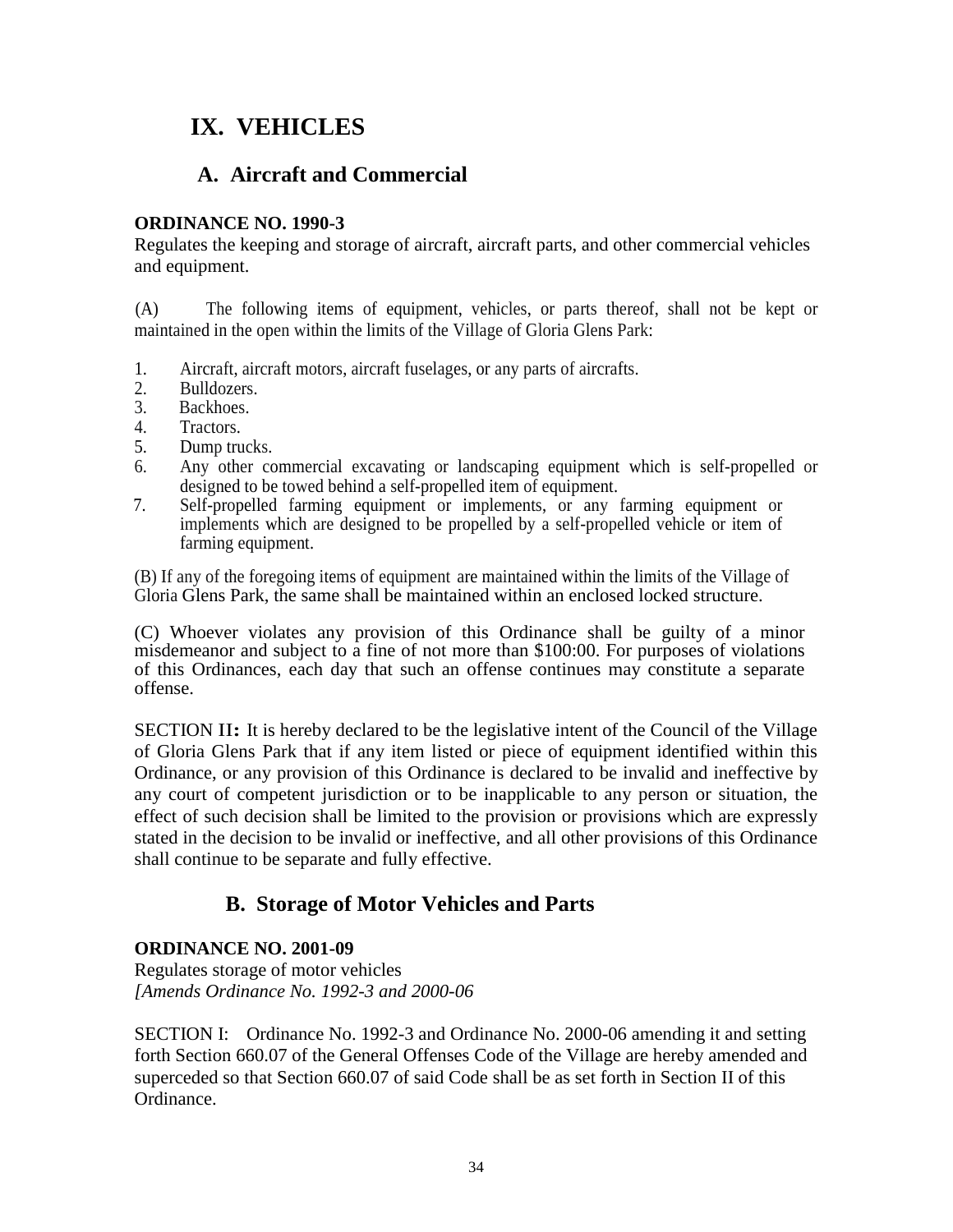# IX. VEHICLES

## A. Aircraft and Commercial

**ORDINANCE NO. 1990-3**

Regulates the keeping and storage of aircraft, aircraft parts, and other commercial vehicles and equipment.

(A) The following items of equipment, vehicles, or parts thereof, shall not be kept or maintained in the open within the limits of the Village of Gloria Glens Park:

1. Aircraft, aircraft motors, aircraft fuselages, or any parts of aircrafts.
2. Bulldozers.
3. Backhoes.
4. Tractors.
5. Dump trucks.
6. Any other commercial excavating or landscaping equipment which is self-propelled or designed to be towed behind a self-propelled item of equipment.
7. Self-propelled farming equipment or implements, or any farming equipment or implements which are designed to be propelled by a self-propelled vehicle or item of farming equipment.

(B) If any of the foregoing items of equipment are maintained within the limits of the Village of Gloria Glens Park, the same shall be maintained within an enclosed locked structure.

(C) Whoever violates any provision of this Ordinance shall be guilty of a minor misdemeanor and subject to a fine of not more than $100:00. For purposes of violations of this Ordinances, each day that such an offense continues may constitute a separate offense.

SECTION II**:** It is hereby declared to be the legislative intent of the Council of the Village of Gloria Glens Park that if any item listed or piece of equipment identified within this Ordinance, or any provision of this Ordinance is declared to be invalid and ineffective by any court of competent jurisdiction or to be inapplicable to any person or situation, the effect of such decision shall be limited to the provision or provisions which are expressly stated in the decision to be invalid or ineffective, and all other provisions of this Ordinance shall continue to be separate and fully effective.

## B. Storage of Motor Vehicles and Parts

**ORDINANCE NO. 2001-09**

Regulates storage of motor vehicles
*[Amends Ordinance No. 1992-3 and 2000-06*

SECTION I: Ordinance No. 1992-3 and Ordinance No. 2000-06 amending it and setting forth Section 660.07 of the General Offenses Code of the Village are hereby amended and superceded so that Section 660.07 of said Code shall be as set forth in Section II of this Ordinance.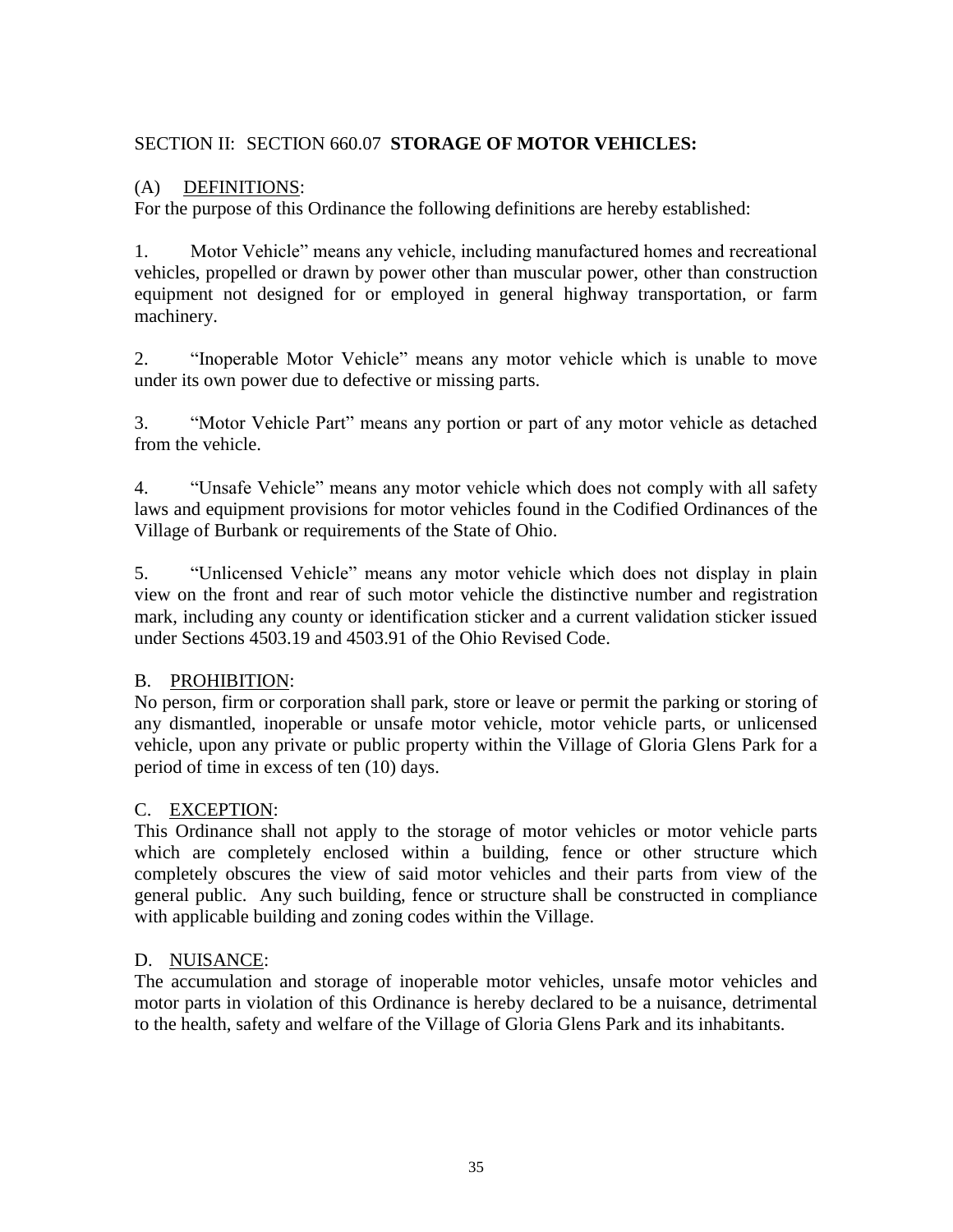SECTION II: SECTION 660.07 **STORAGE OF MOTOR VEHICLES:**

(A) DEFINITIONS:

For the purpose of this Ordinance the following definitions are hereby established:

1. Motor Vehicle" means any vehicle, including manufactured homes and recreational vehicles, propelled or drawn by power other than muscular power, other than construction equipment not designed for or employed in general highway transportation, or farm machinery.

2. "Inoperable Motor Vehicle" means any motor vehicle which is unable to move under its own power due to defective or missing parts.

3. "Motor Vehicle Part" means any portion or part of any motor vehicle as detached from the vehicle.

4. "Unsafe Vehicle" means any motor vehicle which does not comply with all safety laws and equipment provisions for motor vehicles found in the Codified Ordinances of the Village of Burbank or requirements of the State of Ohio.

5. "Unlicensed Vehicle" means any motor vehicle which does not display in plain view on the front and rear of such motor vehicle the distinctive number and registration mark, including any county or identification sticker and a current validation sticker issued under Sections 4503.19 and 4503.91 of the Ohio Revised Code.

B. PROHIBITION:

No person, firm or corporation shall park, store or leave or permit the parking or storing of any dismantled, inoperable or unsafe motor vehicle, motor vehicle parts, or unlicensed vehicle, upon any private or public property within the Village of Gloria Glens Park for a period of time in excess of ten (10) days.

C. EXCEPTION:

This Ordinance shall not apply to the storage of motor vehicles or motor vehicle parts which are completely enclosed within a building, fence or other structure which completely obscures the view of said motor vehicles and their parts from view of the general public. Any such building, fence or structure shall be constructed in compliance with applicable building and zoning codes within the Village.

D. NUISANCE:

The accumulation and storage of inoperable motor vehicles, unsafe motor vehicles and motor parts in violation of this Ordinance is hereby declared to be a nuisance, detrimental to the health, safety and welfare of the Village of Gloria Glens Park and its inhabitants.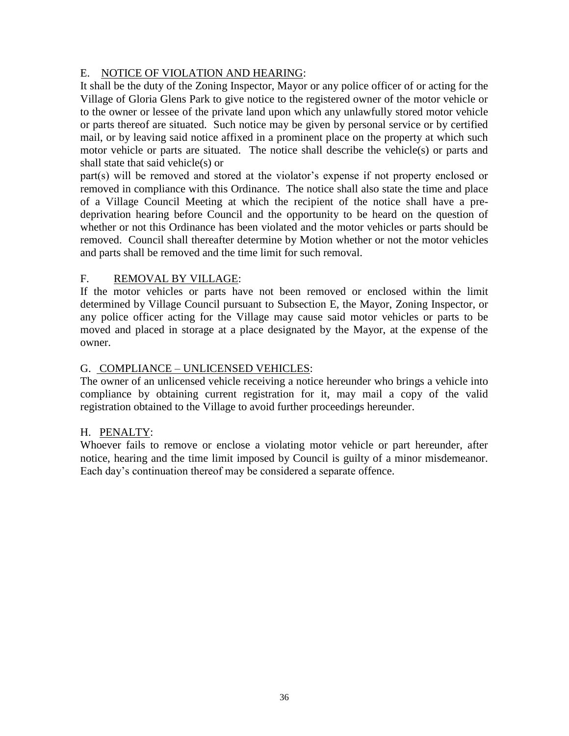E. <u>NOTICE OF VIOLATION AND HEARING</u>:

It shall be the duty of the Zoning Inspector, Mayor or any police officer of or acting for the Village of Gloria Glens Park to give notice to the registered owner of the motor vehicle or to the owner or lessee of the private land upon which any unlawfully stored motor vehicle or parts thereof are situated. Such notice may be given by personal service or by certified mail, or by leaving said notice affixed in a prominent place on the property at which such motor vehicle or parts are situated. The notice shall describe the vehicle(s) or parts and shall state that said vehicle(s) or part(s) will be removed and stored at the violator's expense if not property enclosed or removed in compliance with this Ordinance. The notice shall also state the time and place of a Village Council Meeting at which the recipient of the notice shall have a pre-deprivation hearing before Council and the opportunity to be heard on the question of whether or not this Ordinance has been violated and the motor vehicles or parts should be removed. Council shall thereafter determine by Motion whether or not the motor vehicles and parts shall be removed and the time limit for such removal.

F. <u>REMOVAL BY VILLAGE</u>:

If the motor vehicles or parts have not been removed or enclosed within the limit determined by Village Council pursuant to Subsection E, the Mayor, Zoning Inspector, or any police officer acting for the Village may cause said motor vehicles or parts to be moved and placed in storage at a place designated by the Mayor, at the expense of the owner.

G. <u>COMPLIANCE – UNLICENSED VEHICLES</u>:

The owner of an unlicensed vehicle receiving a notice hereunder who brings a vehicle into compliance by obtaining current registration for it, may mail a copy of the valid registration obtained to the Village to avoid further proceedings hereunder.

H. <u>PENALTY</u>:

Whoever fails to remove or enclose a violating motor vehicle or part hereunder, after notice, hearing and the time limit imposed by Council is guilty of a minor misdemeanor. Each day's continuation thereof may be considered a separate offence.